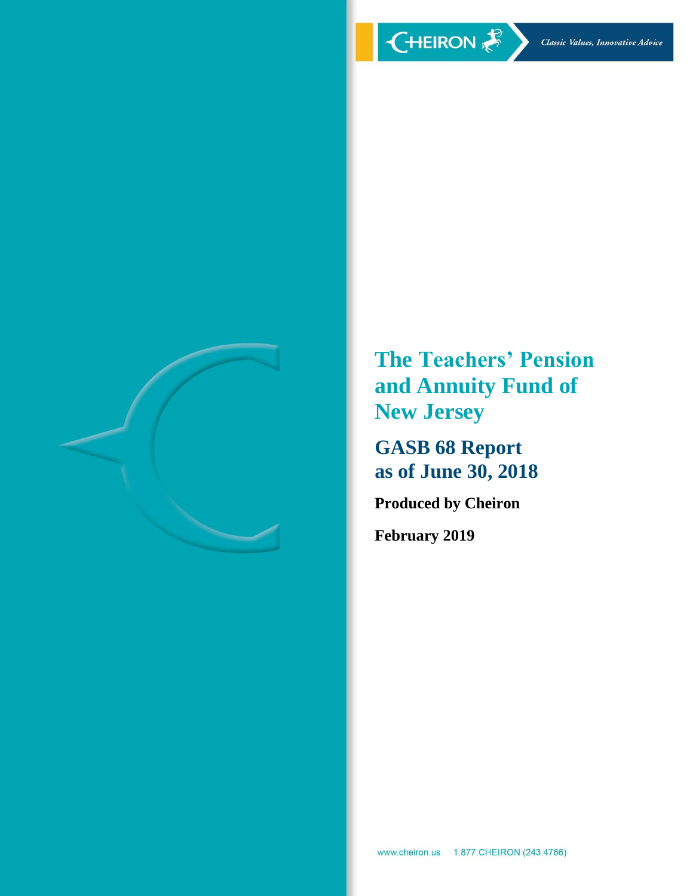CHEIRON

*Classic Values, Innovative Advice*

# The Teachers' Pension and Annuity Fund of New Jersey

## GASB 68 Report as of June 30, 2018

**Produced by Cheiron**

**February 2019**

www.cheiron.us 1.877.CHEIRON (243.4766)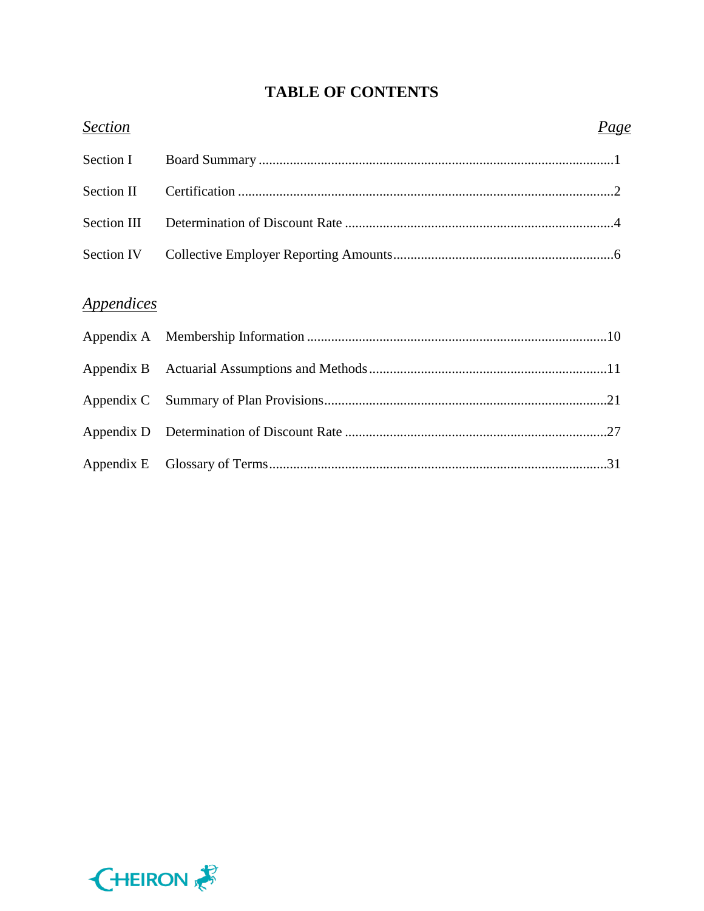# TABLE OF CONTENTS

| *Section* | | *Page* |
|---|---|---|
| Section I | Board Summary | 1 |
| Section II | Certification | 2 |
| Section III | Determination of Discount Rate | 4 |
| Section IV | Collective Employer Reporting Amounts | 6 |

*Appendices*

| | | |
|---|---|---|
| Appendix A | Membership Information | 10 |
| Appendix B | Actuarial Assumptions and Methods | 11 |
| Appendix C | Summary of Plan Provisions | 21 |
| Appendix D | Determination of Discount Rate | 27 |
| Appendix E | Glossary of Terms | 31 |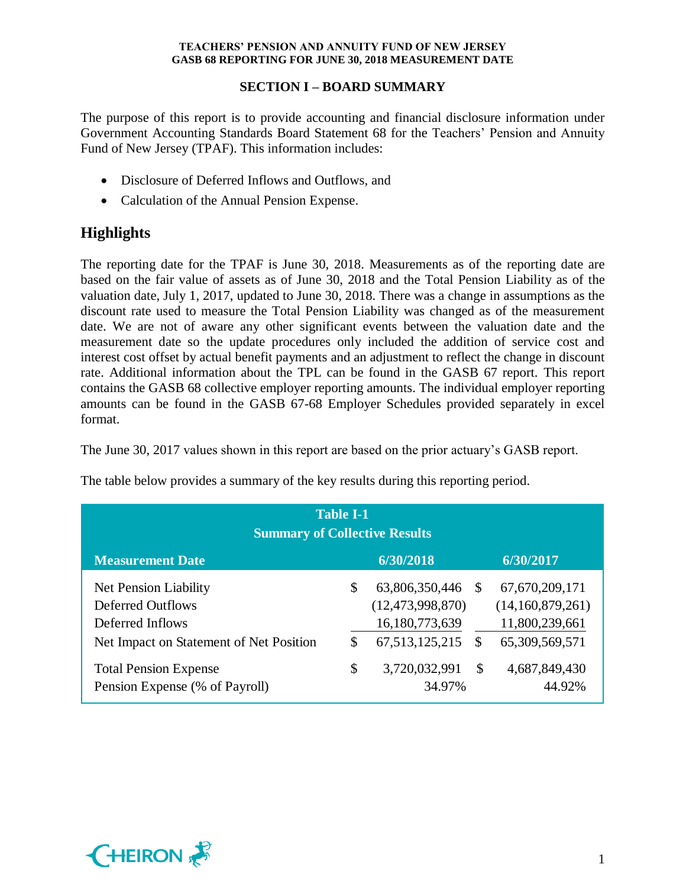## SECTION I – BOARD SUMMARY

The purpose of this report is to provide accounting and financial disclosure information under Government Accounting Standards Board Statement 68 for the Teachers' Pension and Annuity Fund of New Jersey (TPAF). This information includes:

- Disclosure of Deferred Inflows and Outflows, and
- Calculation of the Annual Pension Expense.

## Highlights

The reporting date for the TPAF is June 30, 2018. Measurements as of the reporting date are based on the fair value of assets as of June 30, 2018 and the Total Pension Liability as of the valuation date, July 1, 2017, updated to June 30, 2018. There was a change in assumptions as the discount rate used to measure the Total Pension Liability was changed as of the measurement date. We are not of aware any other significant events between the valuation date and the measurement date so the update procedures only included the addition of service cost and interest cost offset by actual benefit payments and an adjustment to reflect the change in discount rate. Additional information about the TPL can be found in the GASB 67 report. This report contains the GASB 68 collective employer reporting amounts. The individual employer reporting amounts can be found in the GASB 67-68 Employer Schedules provided separately in excel format.

The June 30, 2017 values shown in this report are based on the prior actuary's GASB report.

The table below provides a summary of the key results during this reporting period.

**Table I-1**
**Summary of Collective Results**

| Measurement Date | 6/30/2018 | 6/30/2017 |
|---|---|---|
| Net Pension Liability | $ 63,806,350,446 | $ 67,670,209,171 |
| Deferred Outflows | (12,473,998,870) | (14,160,879,261) |
| Deferred Inflows | 16,180,773,639 | 11,800,239,661 |
| Net Impact on Statement of Net Position | $ 67,513,125,215 | $ 65,309,569,571 |
| Total Pension Expense | $ 3,720,032,991 | $ 4,687,849,430 |
| Pension Expense (% of Payroll) | 34.97% | 44.92% |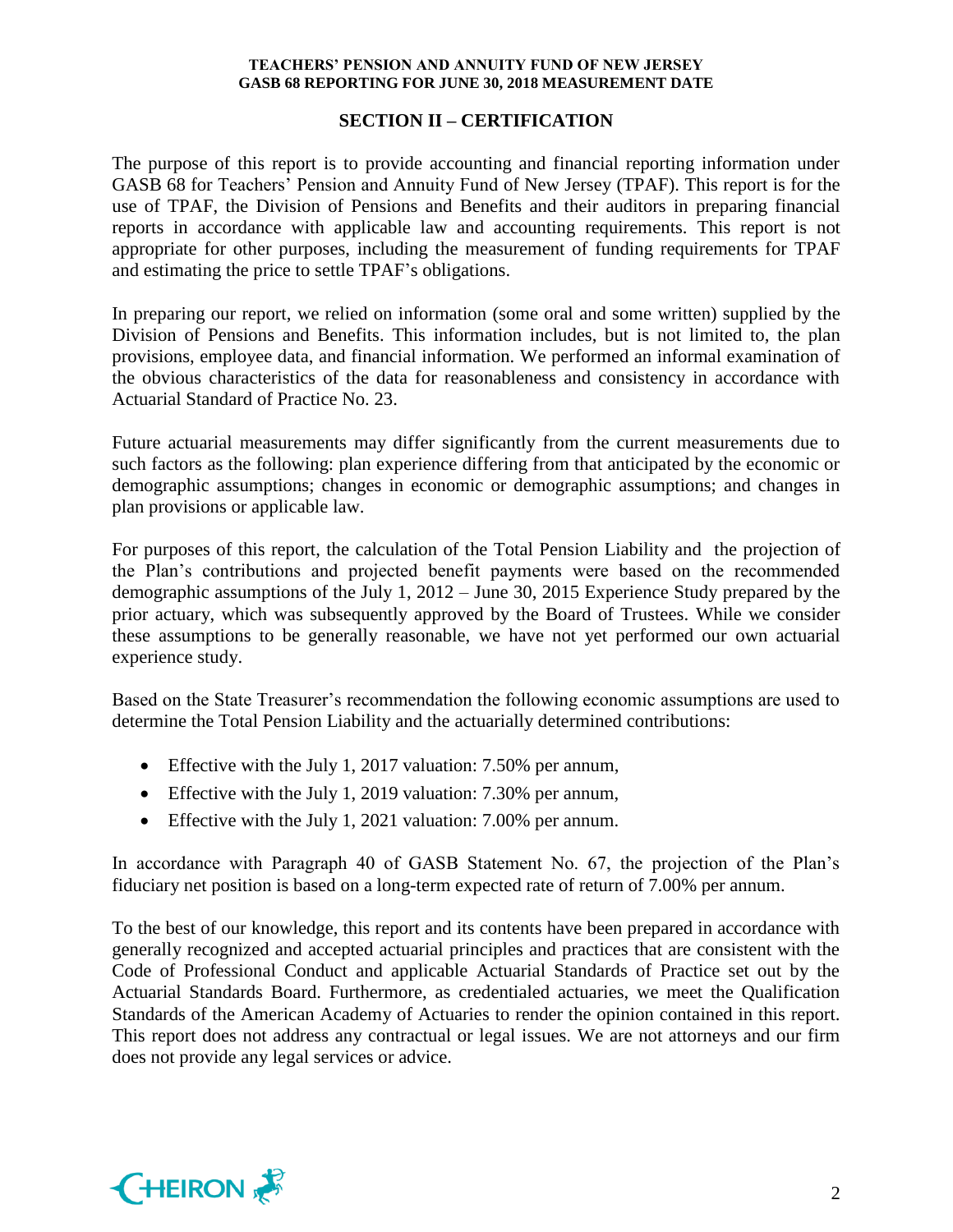## SECTION II – CERTIFICATION

The purpose of this report is to provide accounting and financial reporting information under GASB 68 for Teachers' Pension and Annuity Fund of New Jersey (TPAF). This report is for the use of TPAF, the Division of Pensions and Benefits and their auditors in preparing financial reports in accordance with applicable law and accounting requirements. This report is not appropriate for other purposes, including the measurement of funding requirements for TPAF and estimating the price to settle TPAF's obligations.

In preparing our report, we relied on information (some oral and some written) supplied by the Division of Pensions and Benefits. This information includes, but is not limited to, the plan provisions, employee data, and financial information. We performed an informal examination of the obvious characteristics of the data for reasonableness and consistency in accordance with Actuarial Standard of Practice No. 23.

Future actuarial measurements may differ significantly from the current measurements due to such factors as the following: plan experience differing from that anticipated by the economic or demographic assumptions; changes in economic or demographic assumptions; and changes in plan provisions or applicable law.

For purposes of this report, the calculation of the Total Pension Liability and the projection of the Plan's contributions and projected benefit payments were based on the recommended demographic assumptions of the July 1, 2012 – June 30, 2015 Experience Study prepared by the prior actuary, which was subsequently approved by the Board of Trustees. While we consider these assumptions to be generally reasonable, we have not yet performed our own actuarial experience study.

Based on the State Treasurer's recommendation the following economic assumptions are used to determine the Total Pension Liability and the actuarially determined contributions:

- Effective with the July 1, 2017 valuation: 7.50% per annum,
- Effective with the July 1, 2019 valuation: 7.30% per annum,
- Effective with the July 1, 2021 valuation: 7.00% per annum.

In accordance with Paragraph 40 of GASB Statement No. 67, the projection of the Plan's fiduciary net position is based on a long-term expected rate of return of 7.00% per annum.

To the best of our knowledge, this report and its contents have been prepared in accordance with generally recognized and accepted actuarial principles and practices that are consistent with the Code of Professional Conduct and applicable Actuarial Standards of Practice set out by the Actuarial Standards Board. Furthermore, as credentialed actuaries, we meet the Qualification Standards of the American Academy of Actuaries to render the opinion contained in this report. This report does not address any contractual or legal issues. We are not attorneys and our firm does not provide any legal services or advice.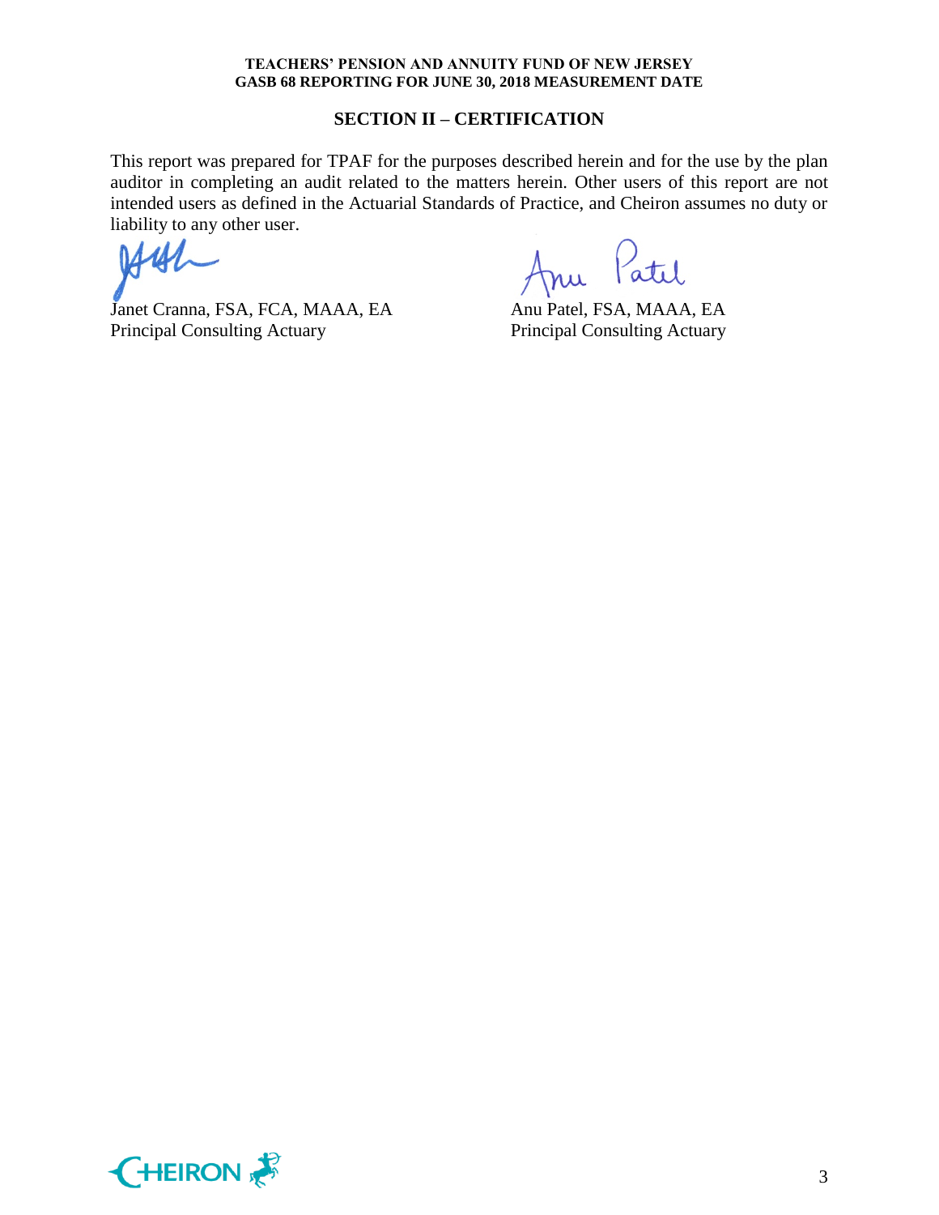## SECTION II – CERTIFICATION

This report was prepared for TPAF for the purposes described herein and for the use by the plan auditor in completing an audit related to the matters herein. Other users of this report are not intended users as defined in the Actuarial Standards of Practice, and Cheiron assumes no duty or liability to any other user.

Janet Cranna, FSA, FCA, MAAA, EA
Principal Consulting Actuary

Anu Patel, FSA, MAAA, EA
Principal Consulting Actuary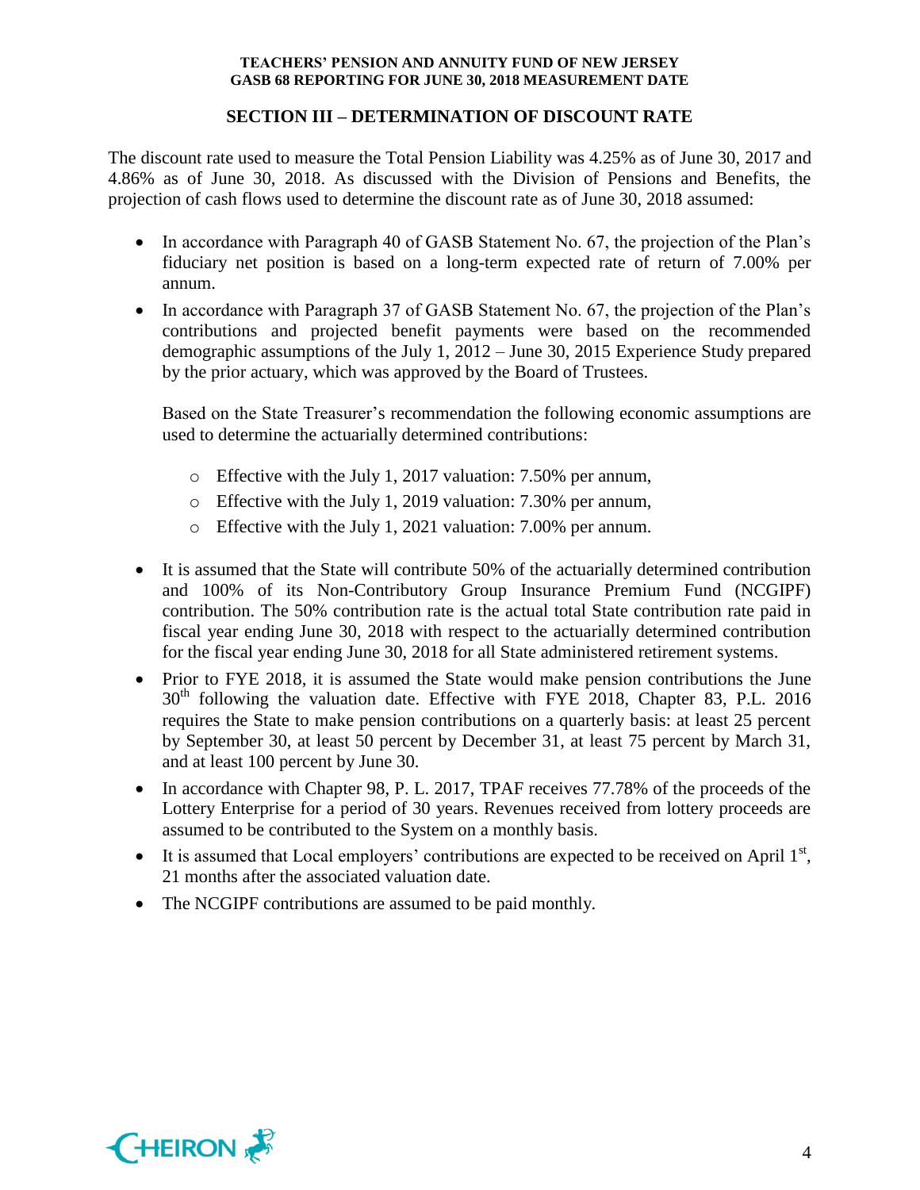## SECTION III – DETERMINATION OF DISCOUNT RATE

The discount rate used to measure the Total Pension Liability was 4.25% as of June 30, 2017 and 4.86% as of June 30, 2018. As discussed with the Division of Pensions and Benefits, the projection of cash flows used to determine the discount rate as of June 30, 2018 assumed:

- In accordance with Paragraph 40 of GASB Statement No. 67, the projection of the Plan's fiduciary net position is based on a long-term expected rate of return of 7.00% per annum.
- In accordance with Paragraph 37 of GASB Statement No. 67, the projection of the Plan's contributions and projected benefit payments were based on the recommended demographic assumptions of the July 1, 2012 – June 30, 2015 Experience Study prepared by the prior actuary, which was approved by the Board of Trustees.

  Based on the State Treasurer's recommendation the following economic assumptions are used to determine the actuarially determined contributions:

  - Effective with the July 1, 2017 valuation: 7.50% per annum,
  - Effective with the July 1, 2019 valuation: 7.30% per annum,
  - Effective with the July 1, 2021 valuation: 7.00% per annum.

- It is assumed that the State will contribute 50% of the actuarially determined contribution and 100% of its Non-Contributory Group Insurance Premium Fund (NCGIPF) contribution. The 50% contribution rate is the actual total State contribution rate paid in fiscal year ending June 30, 2018 with respect to the actuarially determined contribution for the fiscal year ending June 30, 2018 for all State administered retirement systems.
- Prior to FYE 2018, it is assumed the State would make pension contributions the June 30th following the valuation date. Effective with FYE 2018, Chapter 83, P.L. 2016 requires the State to make pension contributions on a quarterly basis: at least 25 percent by September 30, at least 50 percent by December 31, at least 75 percent by March 31, and at least 100 percent by June 30.
- In accordance with Chapter 98, P. L. 2017, TPAF receives 77.78% of the proceeds of the Lottery Enterprise for a period of 30 years. Revenues received from lottery proceeds are assumed to be contributed to the System on a monthly basis.
- It is assumed that Local employers' contributions are expected to be received on April 1st, 21 months after the associated valuation date.
- The NCGIPF contributions are assumed to be paid monthly.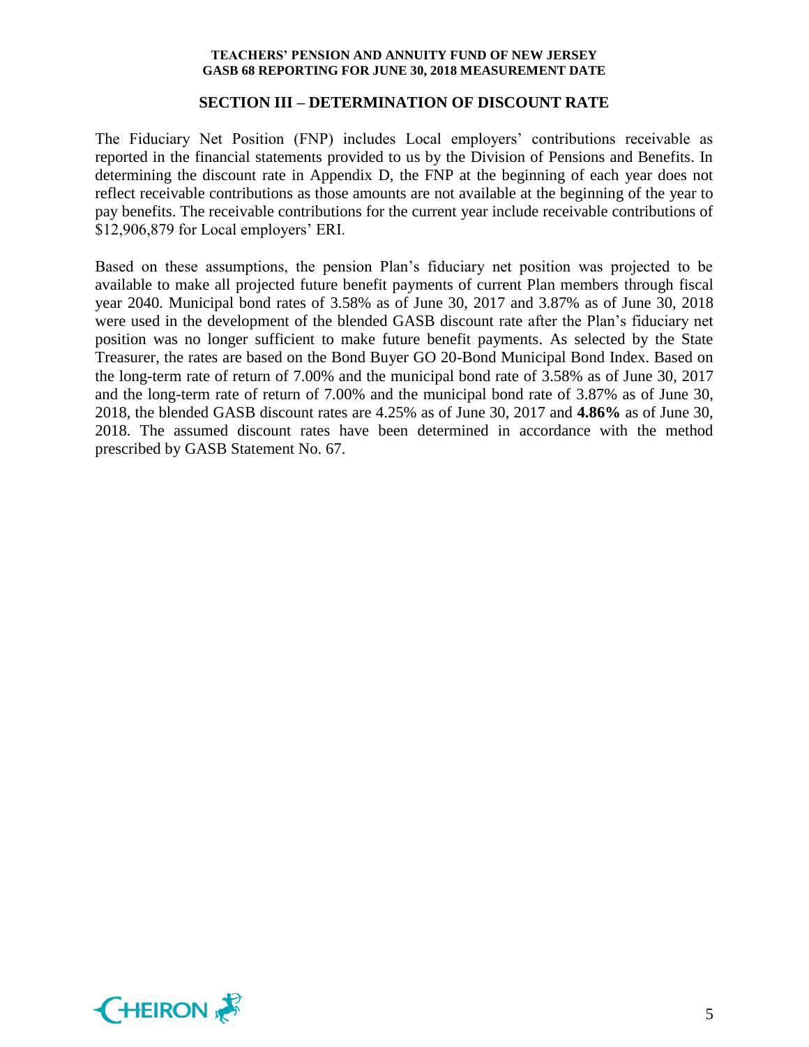## SECTION III – DETERMINATION OF DISCOUNT RATE

The Fiduciary Net Position (FNP) includes Local employers' contributions receivable as reported in the financial statements provided to us by the Division of Pensions and Benefits. In determining the discount rate in Appendix D, the FNP at the beginning of each year does not reflect receivable contributions as those amounts are not available at the beginning of the year to pay benefits. The receivable contributions for the current year include receivable contributions of $12,906,879 for Local employers' ERI.

Based on these assumptions, the pension Plan's fiduciary net position was projected to be available to make all projected future benefit payments of current Plan members through fiscal year 2040. Municipal bond rates of 3.58% as of June 30, 2017 and 3.87% as of June 30, 2018 were used in the development of the blended GASB discount rate after the Plan's fiduciary net position was no longer sufficient to make future benefit payments. As selected by the State Treasurer, the rates are based on the Bond Buyer GO 20-Bond Municipal Bond Index. Based on the long-term rate of return of 7.00% and the municipal bond rate of 3.58% as of June 30, 2017 and the long-term rate of return of 7.00% and the municipal bond rate of 3.87% as of June 30, 2018, the blended GASB discount rates are 4.25% as of June 30, 2017 and **4.86%** as of June 30, 2018. The assumed discount rates have been determined in accordance with the method prescribed by GASB Statement No. 67.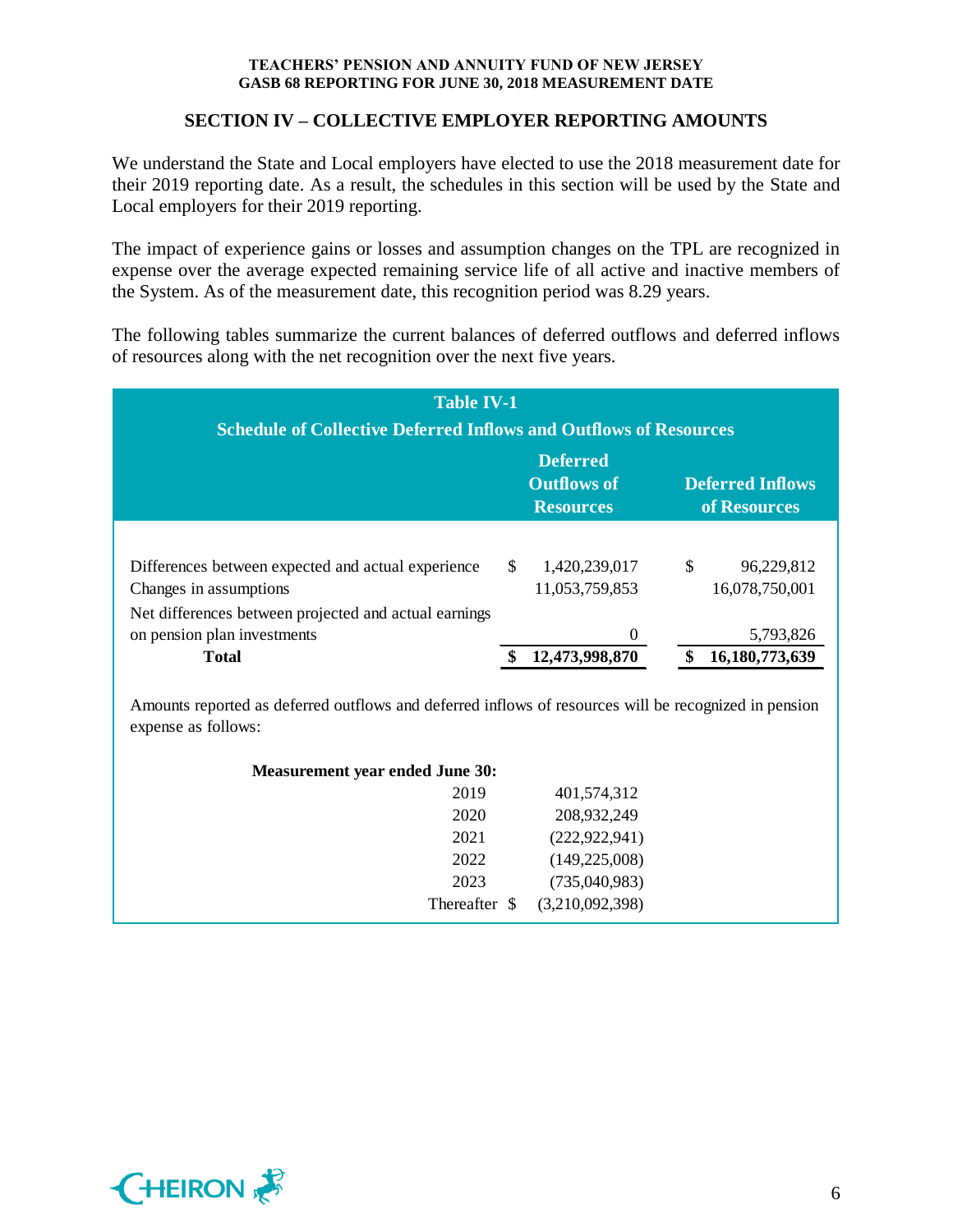## SECTION IV – COLLECTIVE EMPLOYER REPORTING AMOUNTS

We understand the State and Local employers have elected to use the 2018 measurement date for their 2019 reporting date. As a result, the schedules in this section will be used by the State and Local employers for their 2019 reporting.

The impact of experience gains or losses and assumption changes on the TPL are recognized in expense over the average expected remaining service life of all active and inactive members of the System. As of the measurement date, this recognition period was 8.29 years.

The following tables summarize the current balances of deferred outflows and deferred inflows of resources along with the net recognition over the next five years.

**Table IV-1**

**Schedule of Collective Deferred Inflows and Outflows of Resources**

| | Deferred Outflows of Resources | Deferred Inflows of Resources |
|---|---|---|
| Differences between expected and actual experience | $ 1,420,239,017 | $ 96,229,812 |
| Changes in assumptions | 11,053,759,853 | 16,078,750,001 |
| Net differences between projected and actual earnings on pension plan investments | 0 | 5,793,826 |
| **Total** | **$ 12,473,998,870** | **$ 16,180,773,639** |

Amounts reported as deferred outflows and deferred inflows of resources will be recognized in pension expense as follows:

| Measurement year ended June 30: | |
|---|---|
| 2019 | 401,574,312 |
| 2020 | 208,932,249 |
| 2021 | (222,922,941) |
| 2022 | (149,225,008) |
| 2023 | (735,040,983) |
| Thereafter | $ (3,210,092,398) |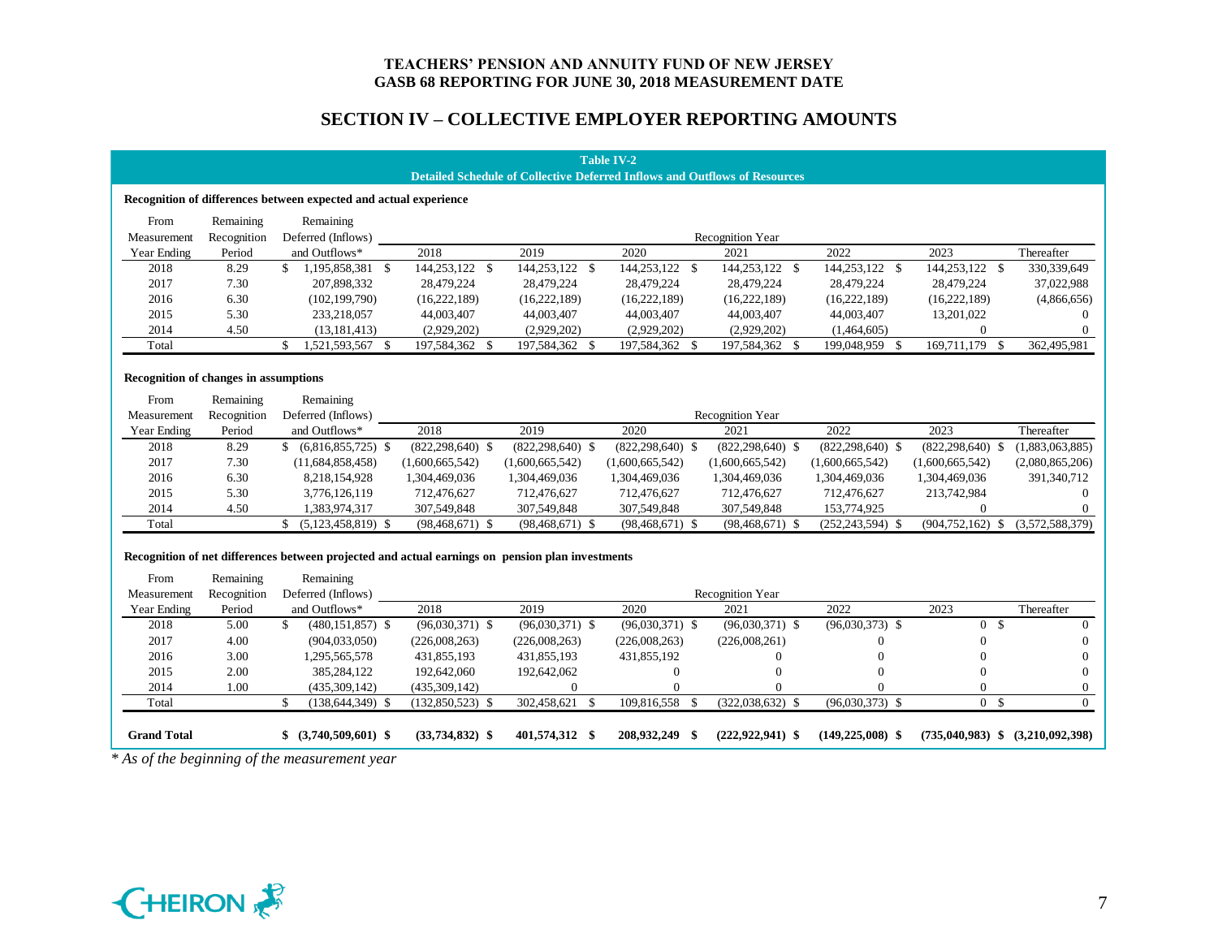**TEACHERS' PENSION AND ANNUITY FUND OF NEW JERSEY**
**GASB 68 REPORTING FOR JUNE 30, 2018 MEASUREMENT DATE**

## SECTION IV – COLLECTIVE EMPLOYER REPORTING AMOUNTS

### Table IV-2
**Detailed Schedule of Collective Deferred Inflows and Outflows of Resources**

**Recognition of differences between expected and actual experience**

| From Measurement Year Ending | Remaining Recognition Period | Remaining Deferred (Inflows) and Outflows* | Recognition Year 2018 | 2019 | 2020 | 2021 | 2022 | 2023 | Thereafter |
|---|---|---|---|---|---|---|---|---|---|
| 2018 | 8.29 | $ 1,195,858,381 | $ 144,253,122 | $ 144,253,122 | $ 144,253,122 | $ 144,253,122 | $ 144,253,122 | $ 144,253,122 | $ 330,339,649 |
| 2017 | 7.30 | 207,898,332 | 28,479,224 | 28,479,224 | 28,479,224 | 28,479,224 | 28,479,224 | 28,479,224 | 37,022,988 |
| 2016 | 6.30 | (102,199,790) | (16,222,189) | (16,222,189) | (16,222,189) | (16,222,189) | (16,222,189) | (16,222,189) | (4,866,656) |
| 2015 | 5.30 | 233,218,057 | 44,003,407 | 44,003,407 | 44,003,407 | 44,003,407 | 44,003,407 | 13,201,022 | 0 |
| 2014 | 4.50 | (13,181,413) | (2,929,202) | (2,929,202) | (2,929,202) | (2,929,202) | (1,464,605) | 0 | 0 |
| Total | | $ 1,521,593,567 | $ 197,584,362 | $ 197,584,362 | $ 197,584,362 | $ 197,584,362 | $ 199,048,959 | $ 169,711,179 | $ 362,495,981 |

**Recognition of changes in assumptions**

| From Measurement Year Ending | Remaining Recognition Period | Remaining Deferred (Inflows) and Outflows* | Recognition Year 2018 | 2019 | 2020 | 2021 | 2022 | 2023 | Thereafter |
|---|---|---|---|---|---|---|---|---|---|
| 2018 | 8.29 | $ (6,816,855,725) | $ (822,298,640) | $ (822,298,640) | $ (822,298,640) | $ (822,298,640) | $ (822,298,640) | $ (822,298,640) | $ (1,883,063,885) |
| 2017 | 7.30 | (11,684,858,458) | (1,600,665,542) | (1,600,665,542) | (1,600,665,542) | (1,600,665,542) | (1,600,665,542) | (1,600,665,542) | (2,080,865,206) |
| 2016 | 6.30 | 8,218,154,928 | 1,304,469,036 | 1,304,469,036 | 1,304,469,036 | 1,304,469,036 | 1,304,469,036 | 1,304,469,036 | 391,340,712 |
| 2015 | 5.30 | 3,776,126,119 | 712,476,627 | 712,476,627 | 712,476,627 | 712,476,627 | 712,476,627 | 213,742,984 | 0 |
| 2014 | 4.50 | 1,383,974,317 | 307,549,848 | 307,549,848 | 307,549,848 | 307,549,848 | 153,774,925 | 0 | 0 |
| Total | | $ (5,123,458,819) | $ (98,468,671) | $ (98,468,671) | $ (98,468,671) | $ (98,468,671) | $ (252,243,594) | $ (904,752,162) | $ (3,572,588,379) |

**Recognition of net differences between projected and actual earnings on pension plan investments**

| From Measurement Year Ending | Remaining Recognition Period | Remaining Deferred (Inflows) and Outflows* | Recognition Year 2018 | 2019 | 2020 | 2021 | 2022 | 2023 | Thereafter |
|---|---|---|---|---|---|---|---|---|---|
| 2018 | 5.00 | $ (480,151,857) | $ (96,030,371) | $ (96,030,371) | $ (96,030,371) | $ (96,030,371) | $ (96,030,373) | $ 0 | $ 0 |
| 2017 | 4.00 | (904,033,050) | (226,008,263) | (226,008,263) | (226,008,263) | (226,008,261) | 0 | 0 | 0 |
| 2016 | 3.00 | 1,295,565,578 | 431,855,193 | 431,855,193 | 431,855,192 | 0 | 0 | 0 | 0 |
| 2015 | 2.00 | 385,284,122 | 192,642,060 | 192,642,062 | 0 | 0 | 0 | 0 | 0 |
| 2014 | 1.00 | (435,309,142) | (435,309,142) | 0 | 0 | 0 | 0 | 0 | 0 |
| Total | | $ (138,644,349) | $ (132,850,523) | $ 302,458,621 | $ 109,816,558 | $ (322,038,632) | $ (96,030,373) | $ 0 | $ 0 |
| **Grand Total** | | **$ (3,740,509,601)** | **$ (33,734,832)** | **$ 401,574,312** | **$ 208,932,249** | **$ (222,922,941)** | **$ (149,225,008)** | **$ (735,040,983)** | **$ (3,210,092,398)** |

*\* As of the beginning of the measurement year*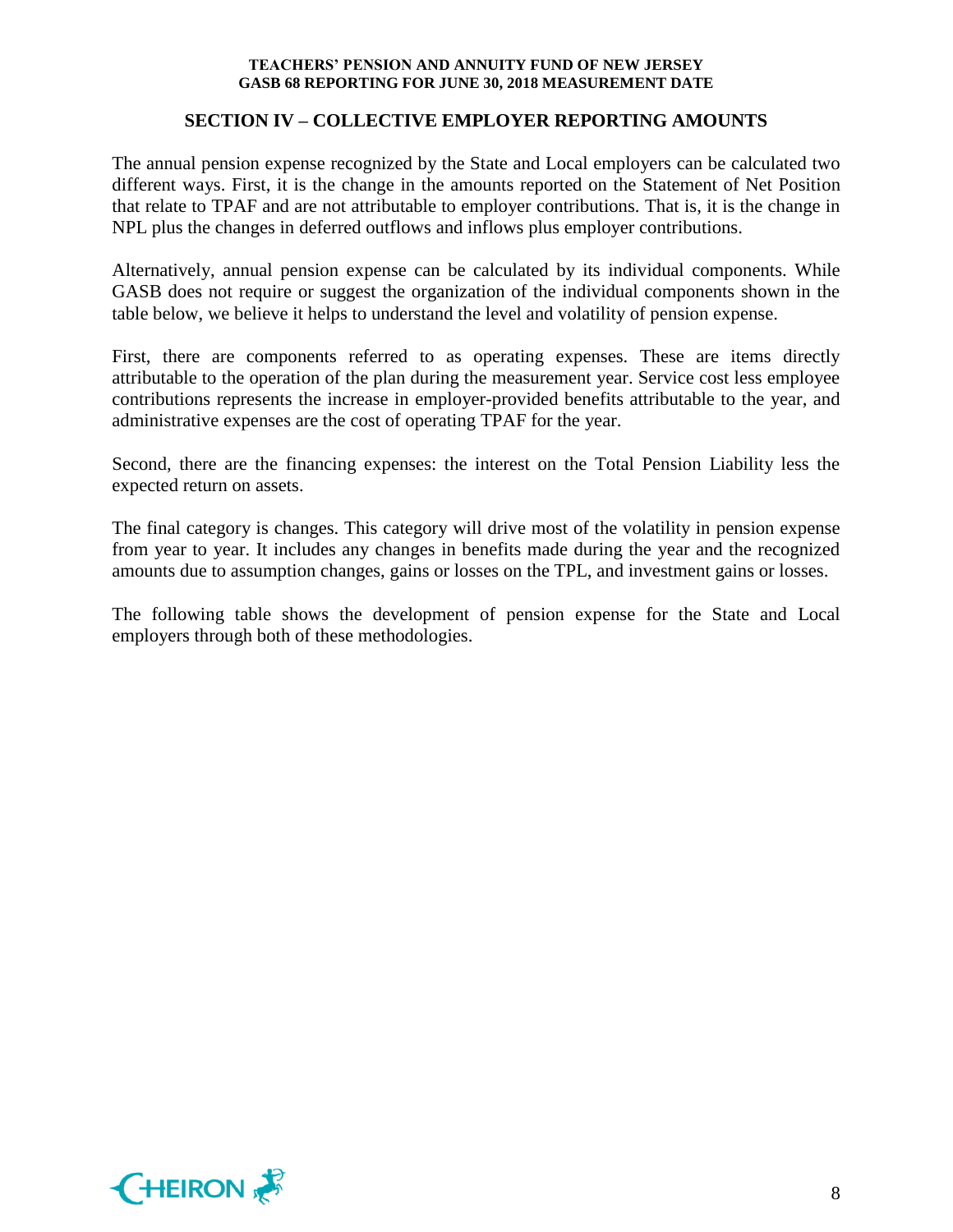## SECTION IV – COLLECTIVE EMPLOYER REPORTING AMOUNTS

The annual pension expense recognized by the State and Local employers can be calculated two different ways. First, it is the change in the amounts reported on the Statement of Net Position that relate to TPAF and are not attributable to employer contributions. That is, it is the change in NPL plus the changes in deferred outflows and inflows plus employer contributions.

Alternatively, annual pension expense can be calculated by its individual components. While GASB does not require or suggest the organization of the individual components shown in the table below, we believe it helps to understand the level and volatility of pension expense.

First, there are components referred to as operating expenses. These are items directly attributable to the operation of the plan during the measurement year. Service cost less employee contributions represents the increase in employer-provided benefits attributable to the year, and administrative expenses are the cost of operating TPAF for the year.

Second, there are the financing expenses: the interest on the Total Pension Liability less the expected return on assets.

The final category is changes. This category will drive most of the volatility in pension expense from year to year. It includes any changes in benefits made during the year and the recognized amounts due to assumption changes, gains or losses on the TPL, and investment gains or losses.

The following table shows the development of pension expense for the State and Local employers through both of these methodologies.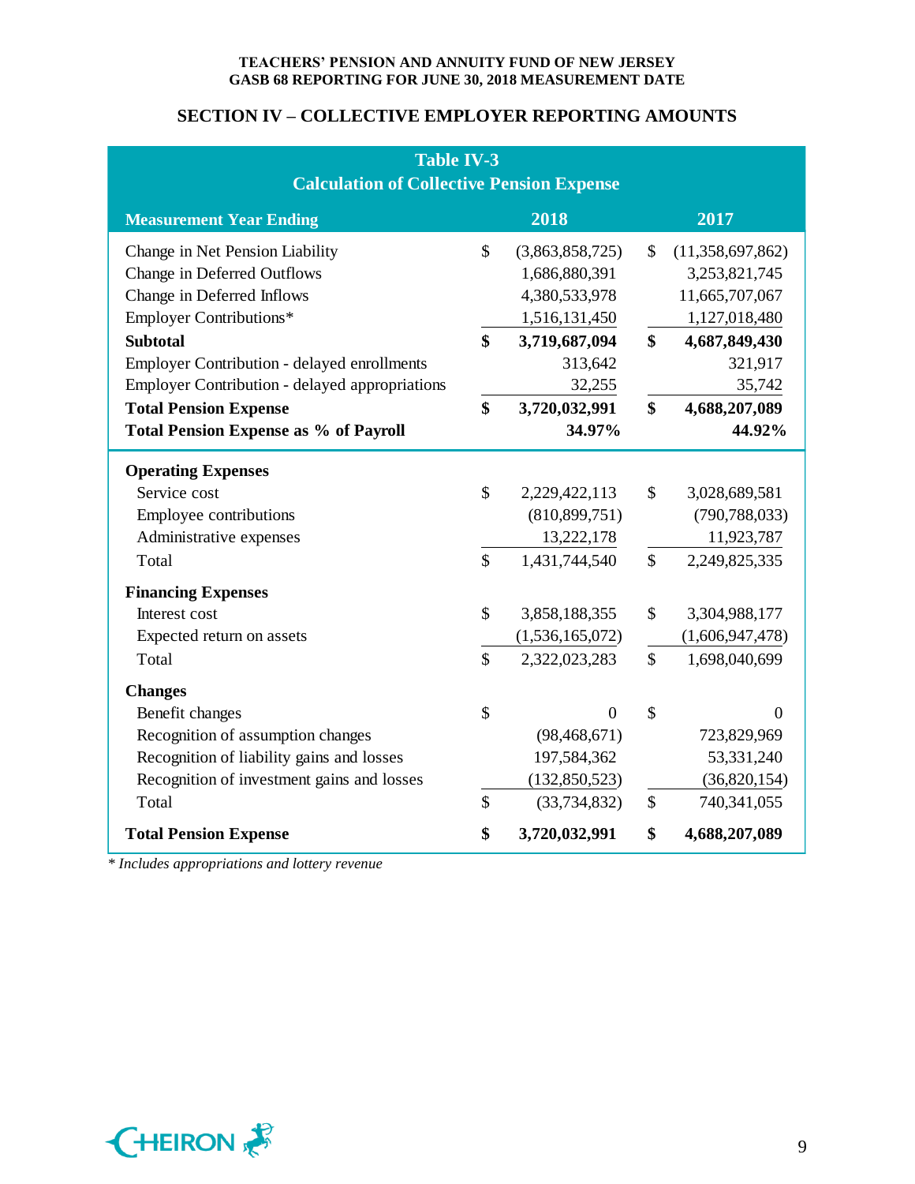## SECTION IV – COLLECTIVE EMPLOYER REPORTING AMOUNTS

**Table IV-3**
**Calculation of Collective Pension Expense**

| Measurement Year Ending | 2018 | 2017 |
|---|---|---|
| Change in Net Pension Liability | $ (3,863,858,725) | $ (11,358,697,862) |
| Change in Deferred Outflows | 1,686,880,391 | 3,253,821,745 |
| Change in Deferred Inflows | 4,380,533,978 | 11,665,707,067 |
| Employer Contributions* | 1,516,131,450 | 1,127,018,480 |
| **Subtotal** | **$ 3,719,687,094** | **$ 4,687,849,430** |
| Employer Contribution - delayed enrollments | 313,642 | 321,917 |
| Employer Contribution - delayed appropriations | 32,255 | 35,742 |
| **Total Pension Expense** | **$ 3,720,032,991** | **$ 4,688,207,089** |
| **Total Pension Expense as % of Payroll** | **34.97%** | **44.92%** |
| **Operating Expenses** | | |
| Service cost | $ 2,229,422,113 | $ 3,028,689,581 |
| Employee contributions | (810,899,751) | (790,788,033) |
| Administrative expenses | 13,222,178 | 11,923,787 |
| Total | $ 1,431,744,540 | $ 2,249,825,335 |
| **Financing Expenses** | | |
| Interest cost | $ 3,858,188,355 | $ 3,304,988,177 |
| Expected return on assets | (1,536,165,072) | (1,606,947,478) |
| Total | $ 2,322,023,283 | $ 1,698,040,699 |
| **Changes** | | |
| Benefit changes | $ 0 | $ 0 |
| Recognition of assumption changes | (98,468,671) | 723,829,969 |
| Recognition of liability gains and losses | 197,584,362 | 53,331,240 |
| Recognition of investment gains and losses | (132,850,523) | (36,820,154) |
| Total | $ (33,734,832) | $ 740,341,055 |
| **Total Pension Expense** | **$ 3,720,032,991** | **$ 4,688,207,089** |

*\* Includes appropriations and lottery revenue*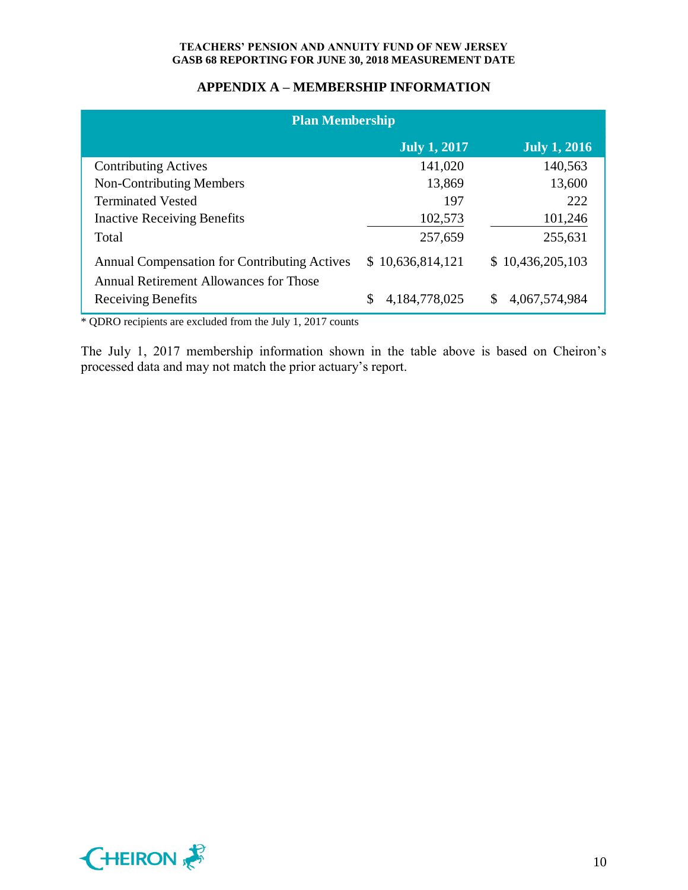## APPENDIX A – MEMBERSHIP INFORMATION

| Plan Membership | | |
|---|---|---|
| | **July 1, 2017** | **July 1, 2016** |
| Contributing Actives | 141,020 | 140,563 |
| Non-Contributing Members | 13,869 | 13,600 |
| Terminated Vested | 197 | 222 |
| Inactive Receiving Benefits | 102,573 | 101,246 |
| Total | 257,659 | 255,631 |
| Annual Compensation for Contributing Actives | $ 10,636,814,121 | $ 10,436,205,103 |
| Annual Retirement Allowances for Those Receiving Benefits | $ 4,184,778,025 | $ 4,067,574,984 |

* QDRO recipients are excluded from the July 1, 2017 counts

The July 1, 2017 membership information shown in the table above is based on Cheiron's processed data and may not match the prior actuary's report.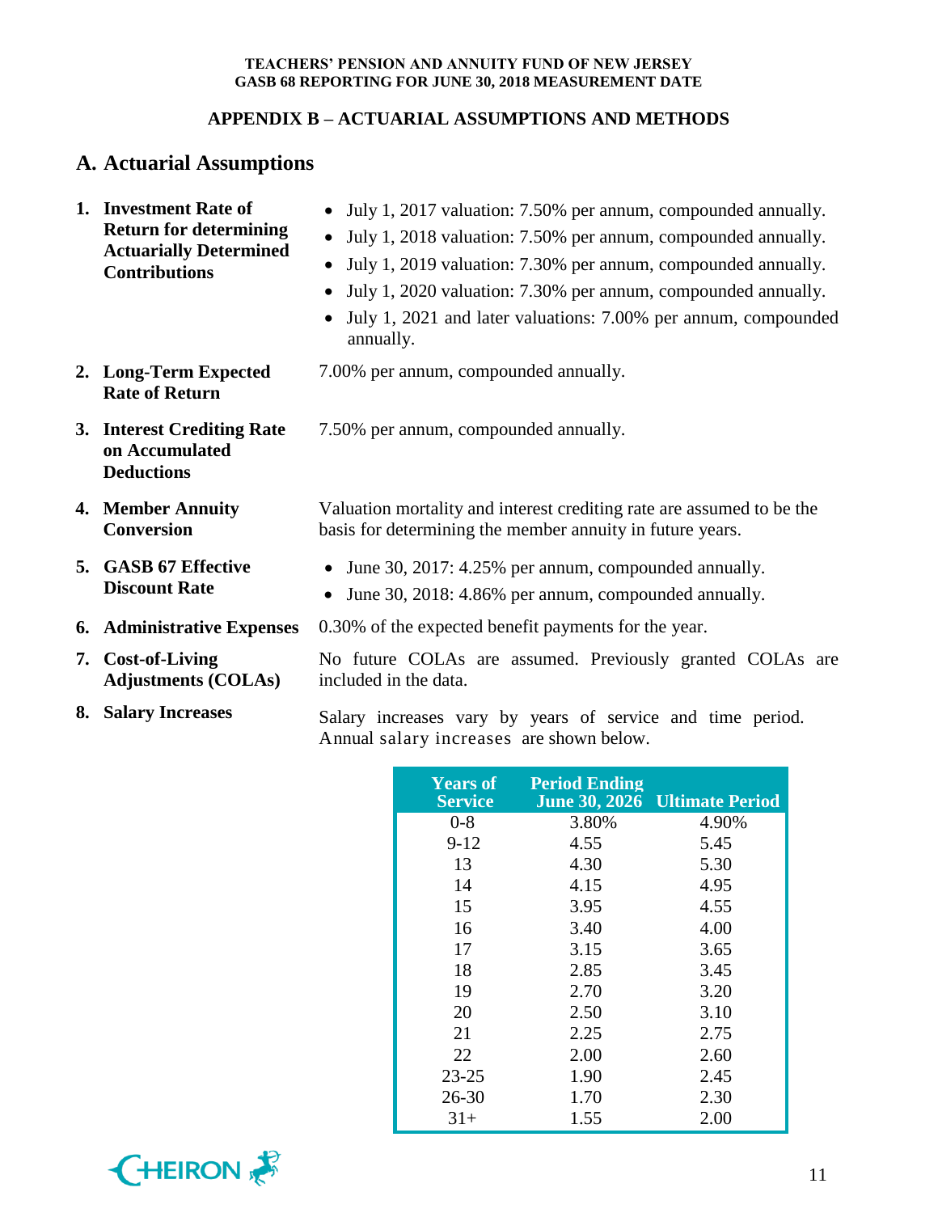## APPENDIX B – ACTUARIAL ASSUMPTIONS AND METHODS

### A. Actuarial Assumptions

**1. Investment Rate of Return for determining Actuarially Determined Contributions**

- July 1, 2017 valuation: 7.50% per annum, compounded annually.
- July 1, 2018 valuation: 7.50% per annum, compounded annually.
- July 1, 2019 valuation: 7.30% per annum, compounded annually.
- July 1, 2020 valuation: 7.30% per annum, compounded annually.
- July 1, 2021 and later valuations: 7.00% per annum, compounded annually.

**2. Long-Term Expected Rate of Return**

7.00% per annum, compounded annually.

**3. Interest Crediting Rate on Accumulated Deductions**

7.50% per annum, compounded annually.

**4. Member Annuity Conversion**

Valuation mortality and interest crediting rate are assumed to be the basis for determining the member annuity in future years.

**5. GASB 67 Effective Discount Rate**

- June 30, 2017: 4.25% per annum, compounded annually.
- June 30, 2018: 4.86% per annum, compounded annually.

**6. Administrative Expenses**

0.30% of the expected benefit payments for the year.

**7. Cost-of-Living Adjustments (COLAs)**

No future COLAs are assumed. Previously granted COLAs are included in the data.

**8. Salary Increases**

Salary increases vary by years of service and time period. Annual salary increases are shown below.

| Years of Service | Period Ending June 30, 2026 | Ultimate Period |
|---|---|---|
| 0-8 | 3.80% | 4.90% |
| 9-12 | 4.55 | 5.45 |
| 13 | 4.30 | 5.30 |
| 14 | 4.15 | 4.95 |
| 15 | 3.95 | 4.55 |
| 16 | 3.40 | 4.00 |
| 17 | 3.15 | 3.65 |
| 18 | 2.85 | 3.45 |
| 19 | 2.70 | 3.20 |
| 20 | 2.50 | 3.10 |
| 21 | 2.25 | 2.75 |
| 22 | 2.00 | 2.60 |
| 23-25 | 1.90 | 2.45 |
| 26-30 | 1.70 | 2.30 |
| 31+ | 1.55 | 2.00 |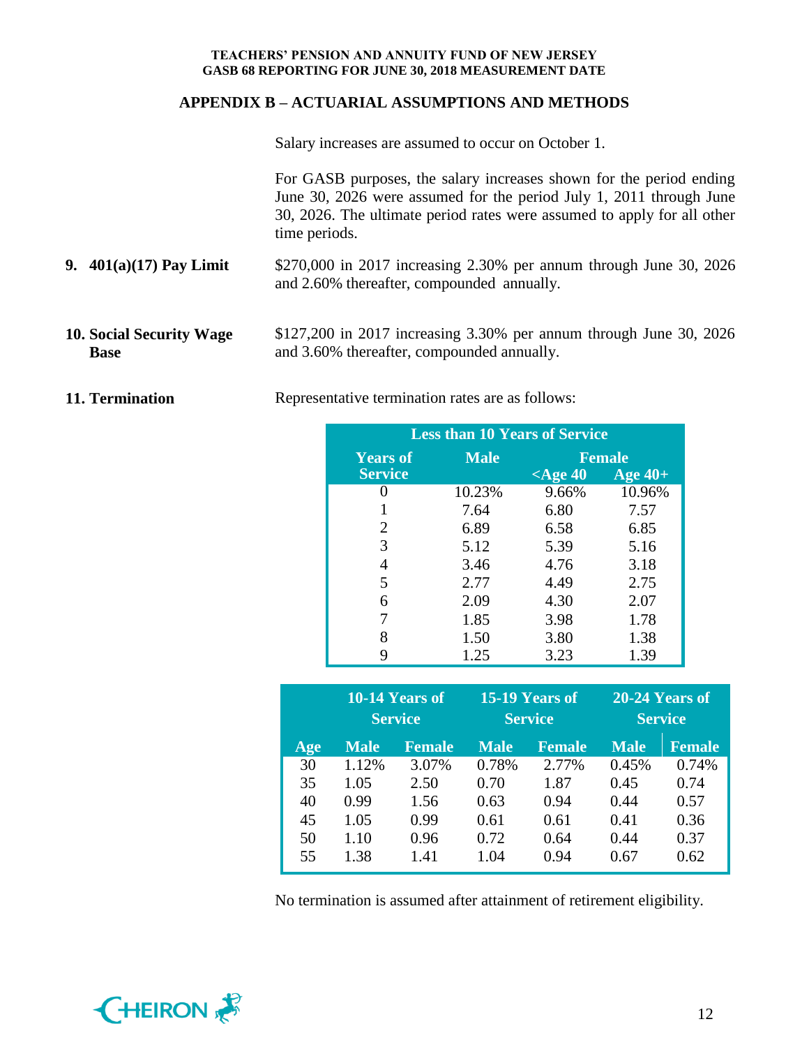## APPENDIX B – ACTUARIAL ASSUMPTIONS AND METHODS

Salary increases are assumed to occur on October 1.

For GASB purposes, the salary increases shown for the period ending June 30, 2026 were assumed for the period July 1, 2011 through June 30, 2026. The ultimate period rates were assumed to apply for all other time periods.

**9. 401(a)(17) Pay Limit**

$270,000 in 2017 increasing 2.30% per annum through June 30, 2026 and 2.60% thereafter, compounded annually.

**10. Social Security Wage Base**

$127,200 in 2017 increasing 3.30% per annum through June 30, 2026 and 3.60% thereafter, compounded annually.

**11. Termination**

Representative termination rates are as follows:

| Less than 10 Years of Service | | | |
|---|---|---|---|
| Years of Service | Male | Female | |
| | | <Age 40 | Age 40+ |
| 0 | 10.23% | 9.66% | 10.96% |
| 1 | 7.64 | 6.80 | 7.57 |
| 2 | 6.89 | 6.58 | 6.85 |
| 3 | 5.12 | 5.39 | 5.16 |
| 4 | 3.46 | 4.76 | 3.18 |
| 5 | 2.77 | 4.49 | 2.75 |
| 6 | 2.09 | 4.30 | 2.07 |
| 7 | 1.85 | 3.98 | 1.78 |
| 8 | 1.50 | 3.80 | 1.38 |
| 9 | 1.25 | 3.23 | 1.39 |

| | 10-14 Years of Service | | 15-19 Years of Service | | 20-24 Years of Service | |
|---|---|---|---|---|---|---|
| Age | Male | Female | Male | Female | Male | Female |
| 30 | 1.12% | 3.07% | 0.78% | 2.77% | 0.45% | 0.74% |
| 35 | 1.05 | 2.50 | 0.70 | 1.87 | 0.45 | 0.74 |
| 40 | 0.99 | 1.56 | 0.63 | 0.94 | 0.44 | 0.57 |
| 45 | 1.05 | 0.99 | 0.61 | 0.61 | 0.41 | 0.36 |
| 50 | 1.10 | 0.96 | 0.72 | 0.64 | 0.44 | 0.37 |
| 55 | 1.38 | 1.41 | 1.04 | 0.94 | 0.67 | 0.62 |

No termination is assumed after attainment of retirement eligibility.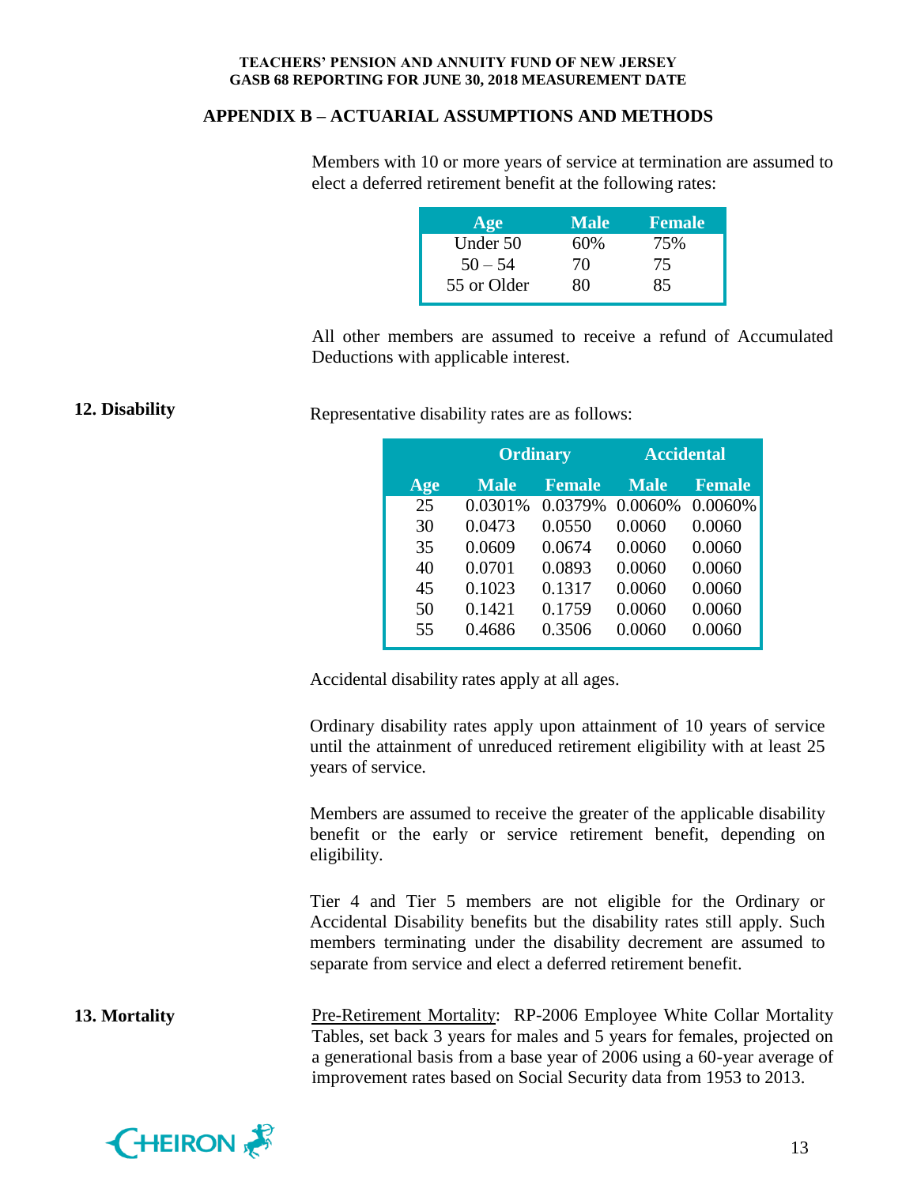## APPENDIX B – ACTUARIAL ASSUMPTIONS AND METHODS

Members with 10 or more years of service at termination are assumed to elect a deferred retirement benefit at the following rates:

| Age | Male | Female |
|---|---|---|
| Under 50 | 60% | 75% |
| 50 – 54 | 70 | 75 |
| 55 or Older | 80 | 85 |

All other members are assumed to receive a refund of Accumulated Deductions with applicable interest.

**12. Disability**

Representative disability rates are as follows:

| | Ordinary | | Accidental | |
|---|---|---|---|---|
| Age | Male | Female | Male | Female |
| 25 | 0.0301% | 0.0379% | 0.0060% | 0.0060% |
| 30 | 0.0473 | 0.0550 | 0.0060 | 0.0060 |
| 35 | 0.0609 | 0.0674 | 0.0060 | 0.0060 |
| 40 | 0.0701 | 0.0893 | 0.0060 | 0.0060 |
| 45 | 0.1023 | 0.1317 | 0.0060 | 0.0060 |
| 50 | 0.1421 | 0.1759 | 0.0060 | 0.0060 |
| 55 | 0.4686 | 0.3506 | 0.0060 | 0.0060 |

Accidental disability rates apply at all ages.

Ordinary disability rates apply upon attainment of 10 years of service until the attainment of unreduced retirement eligibility with at least 25 years of service.

Members are assumed to receive the greater of the applicable disability benefit or the early or service retirement benefit, depending on eligibility.

Tier 4 and Tier 5 members are not eligible for the Ordinary or Accidental Disability benefits but the disability rates still apply. Such members terminating under the disability decrement are assumed to separate from service and elect a deferred retirement benefit.

**13. Mortality**

Pre-Retirement Mortality: RP-2006 Employee White Collar Mortality Tables, set back 3 years for males and 5 years for females, projected on a generational basis from a base year of 2006 using a 60-year average of improvement rates based on Social Security data from 1953 to 2013.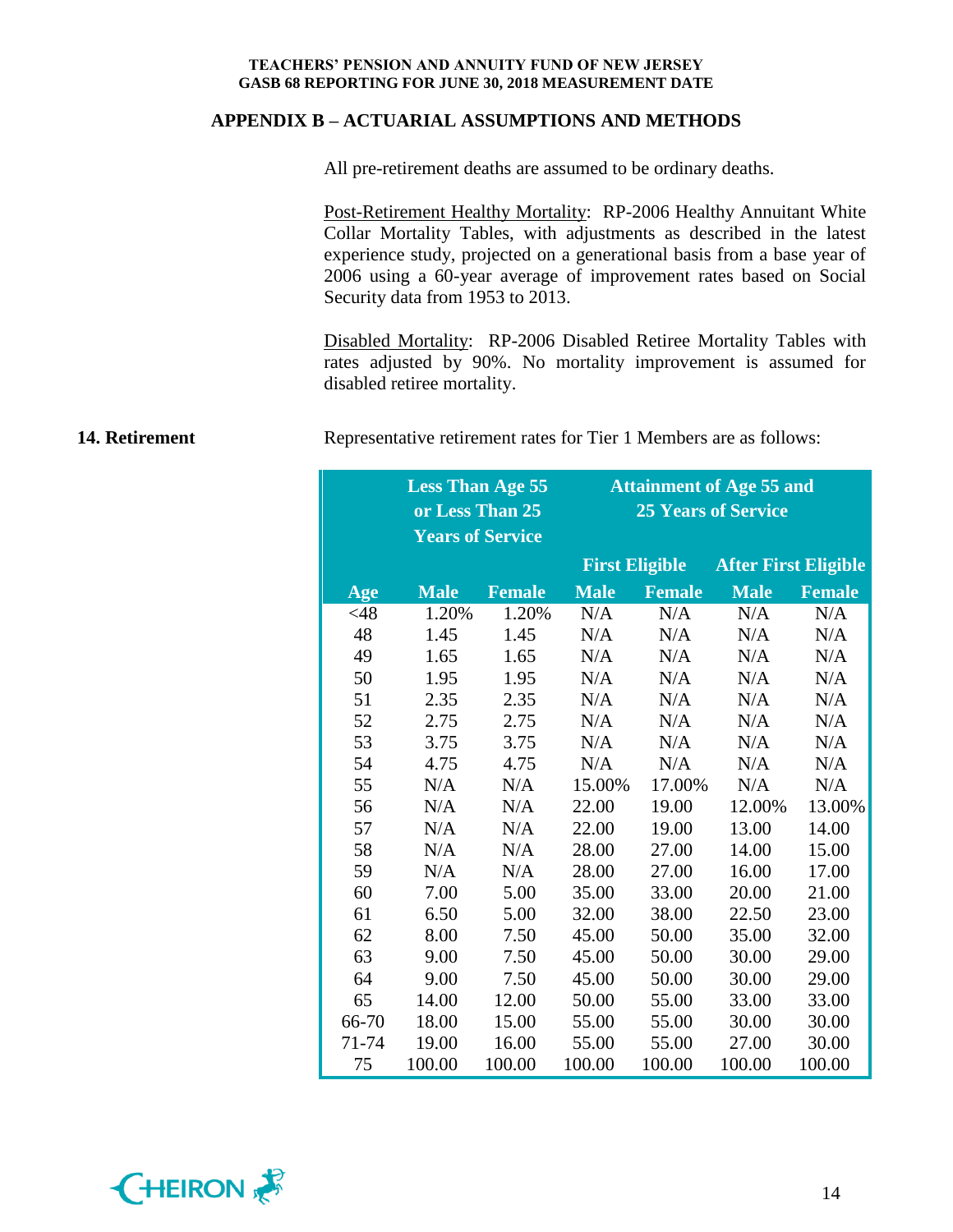## APPENDIX B – ACTUARIAL ASSUMPTIONS AND METHODS

All pre-retirement deaths are assumed to be ordinary deaths.

Post-Retirement Healthy Mortality: RP-2006 Healthy Annuitant White Collar Mortality Tables, with adjustments as described in the latest experience study, projected on a generational basis from a base year of 2006 using a 60-year average of improvement rates based on Social Security data from 1953 to 2013.

Disabled Mortality: RP-2006 Disabled Retiree Mortality Tables with rates adjusted by 90%. No mortality improvement is assumed for disabled retiree mortality.

**14. Retirement**

Representative retirement rates for Tier 1 Members are as follows:

| | Less Than Age 55 or Less Than 25 Years of Service | | Attainment of Age 55 and 25 Years of Service | | | |
|---|---|---|---|---|---|---|
| | | | First Eligible | | After First Eligible | |
| Age | Male | Female | Male | Female | Male | Female |
| <48 | 1.20% | 1.20% | N/A | N/A | N/A | N/A |
| 48 | 1.45 | 1.45 | N/A | N/A | N/A | N/A |
| 49 | 1.65 | 1.65 | N/A | N/A | N/A | N/A |
| 50 | 1.95 | 1.95 | N/A | N/A | N/A | N/A |
| 51 | 2.35 | 2.35 | N/A | N/A | N/A | N/A |
| 52 | 2.75 | 2.75 | N/A | N/A | N/A | N/A |
| 53 | 3.75 | 3.75 | N/A | N/A | N/A | N/A |
| 54 | 4.75 | 4.75 | N/A | N/A | N/A | N/A |
| 55 | N/A | N/A | 15.00% | 17.00% | N/A | N/A |
| 56 | N/A | N/A | 22.00 | 19.00 | 12.00% | 13.00% |
| 57 | N/A | N/A | 22.00 | 19.00 | 13.00 | 14.00 |
| 58 | N/A | N/A | 28.00 | 27.00 | 14.00 | 15.00 |
| 59 | N/A | N/A | 28.00 | 27.00 | 16.00 | 17.00 |
| 60 | 7.00 | 5.00 | 35.00 | 33.00 | 20.00 | 21.00 |
| 61 | 6.50 | 5.00 | 32.00 | 38.00 | 22.50 | 23.00 |
| 62 | 8.00 | 7.50 | 45.00 | 50.00 | 35.00 | 32.00 |
| 63 | 9.00 | 7.50 | 45.00 | 50.00 | 30.00 | 29.00 |
| 64 | 9.00 | 7.50 | 45.00 | 50.00 | 30.00 | 29.00 |
| 65 | 14.00 | 12.00 | 50.00 | 55.00 | 33.00 | 33.00 |
| 66-70 | 18.00 | 15.00 | 55.00 | 55.00 | 30.00 | 30.00 |
| 71-74 | 19.00 | 16.00 | 55.00 | 55.00 | 27.00 | 30.00 |
| 75 | 100.00 | 100.00 | 100.00 | 100.00 | 100.00 | 100.00 |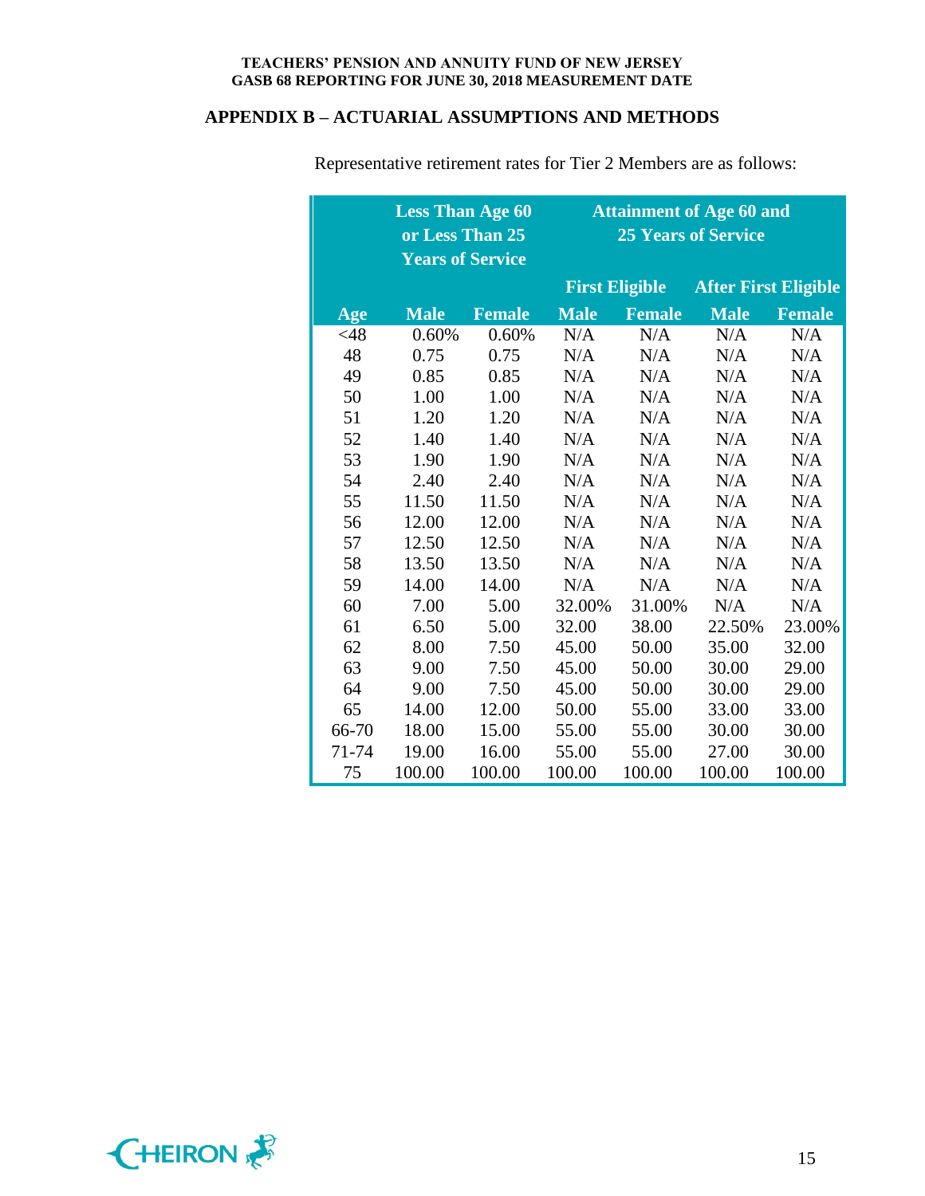## APPENDIX B – ACTUARIAL ASSUMPTIONS AND METHODS

Representative retirement rates for Tier 2 Members are as follows:

| | Less Than Age 60 or Less Than 25 Years of Service | | Attainment of Age 60 and 25 Years of Service | | | |
|---|---|---|---|---|---|---|
| | | | First Eligible | | After First Eligible | |
| Age | Male | Female | Male | Female | Male | Female |
| <48 | 0.60% | 0.60% | N/A | N/A | N/A | N/A |
| 48 | 0.75 | 0.75 | N/A | N/A | N/A | N/A |
| 49 | 0.85 | 0.85 | N/A | N/A | N/A | N/A |
| 50 | 1.00 | 1.00 | N/A | N/A | N/A | N/A |
| 51 | 1.20 | 1.20 | N/A | N/A | N/A | N/A |
| 52 | 1.40 | 1.40 | N/A | N/A | N/A | N/A |
| 53 | 1.90 | 1.90 | N/A | N/A | N/A | N/A |
| 54 | 2.40 | 2.40 | N/A | N/A | N/A | N/A |
| 55 | 11.50 | 11.50 | N/A | N/A | N/A | N/A |
| 56 | 12.00 | 12.00 | N/A | N/A | N/A | N/A |
| 57 | 12.50 | 12.50 | N/A | N/A | N/A | N/A |
| 58 | 13.50 | 13.50 | N/A | N/A | N/A | N/A |
| 59 | 14.00 | 14.00 | N/A | N/A | N/A | N/A |
| 60 | 7.00 | 5.00 | 32.00% | 31.00% | N/A | N/A |
| 61 | 6.50 | 5.00 | 32.00 | 38.00 | 22.50% | 23.00% |
| 62 | 8.00 | 7.50 | 45.00 | 50.00 | 35.00 | 32.00 |
| 63 | 9.00 | 7.50 | 45.00 | 50.00 | 30.00 | 29.00 |
| 64 | 9.00 | 7.50 | 45.00 | 50.00 | 30.00 | 29.00 |
| 65 | 14.00 | 12.00 | 50.00 | 55.00 | 33.00 | 33.00 |
| 66-70 | 18.00 | 15.00 | 55.00 | 55.00 | 30.00 | 30.00 |
| 71-74 | 19.00 | 16.00 | 55.00 | 55.00 | 27.00 | 30.00 |
| 75 | 100.00 | 100.00 | 100.00 | 100.00 | 100.00 | 100.00 |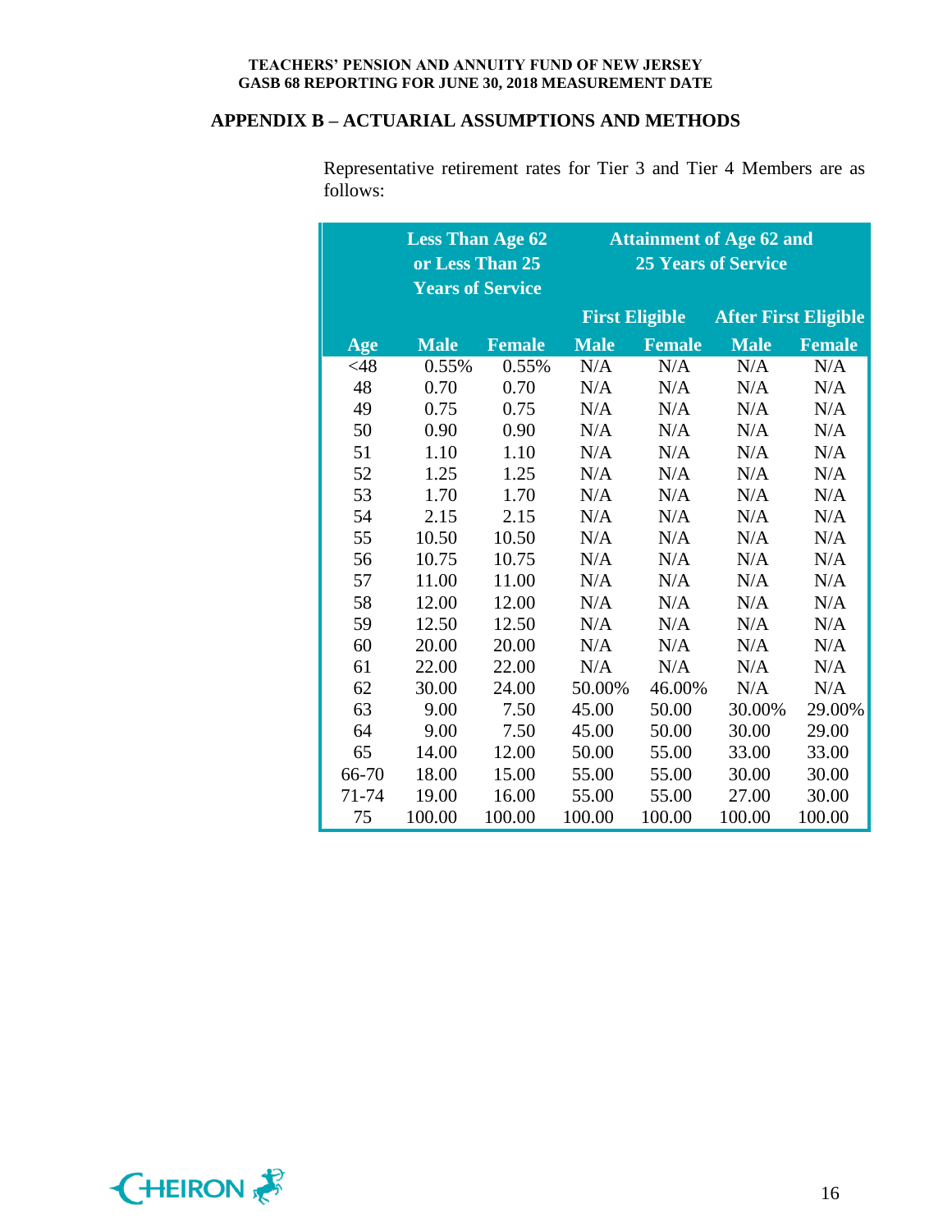## APPENDIX B – ACTUARIAL ASSUMPTIONS AND METHODS

Representative retirement rates for Tier 3 and Tier 4 Members are as follows:

| | Less Than Age 62 or Less Than 25 Years of Service | | Attainment of Age 62 and 25 Years of Service | | | |
|---|---|---|---|---|---|---|
| | | | First Eligible | | After First Eligible | |
| Age | Male | Female | Male | Female | Male | Female |
| <48 | 0.55% | 0.55% | N/A | N/A | N/A | N/A |
| 48 | 0.70 | 0.70 | N/A | N/A | N/A | N/A |
| 49 | 0.75 | 0.75 | N/A | N/A | N/A | N/A |
| 50 | 0.90 | 0.90 | N/A | N/A | N/A | N/A |
| 51 | 1.10 | 1.10 | N/A | N/A | N/A | N/A |
| 52 | 1.25 | 1.25 | N/A | N/A | N/A | N/A |
| 53 | 1.70 | 1.70 | N/A | N/A | N/A | N/A |
| 54 | 2.15 | 2.15 | N/A | N/A | N/A | N/A |
| 55 | 10.50 | 10.50 | N/A | N/A | N/A | N/A |
| 56 | 10.75 | 10.75 | N/A | N/A | N/A | N/A |
| 57 | 11.00 | 11.00 | N/A | N/A | N/A | N/A |
| 58 | 12.00 | 12.00 | N/A | N/A | N/A | N/A |
| 59 | 12.50 | 12.50 | N/A | N/A | N/A | N/A |
| 60 | 20.00 | 20.00 | N/A | N/A | N/A | N/A |
| 61 | 22.00 | 22.00 | N/A | N/A | N/A | N/A |
| 62 | 30.00 | 24.00 | 50.00% | 46.00% | N/A | N/A |
| 63 | 9.00 | 7.50 | 45.00 | 50.00 | 30.00% | 29.00% |
| 64 | 9.00 | 7.50 | 45.00 | 50.00 | 30.00 | 29.00 |
| 65 | 14.00 | 12.00 | 50.00 | 55.00 | 33.00 | 33.00 |
| 66-70 | 18.00 | 15.00 | 55.00 | 55.00 | 30.00 | 30.00 |
| 71-74 | 19.00 | 16.00 | 55.00 | 55.00 | 27.00 | 30.00 |
| 75 | 100.00 | 100.00 | 100.00 | 100.00 | 100.00 | 100.00 |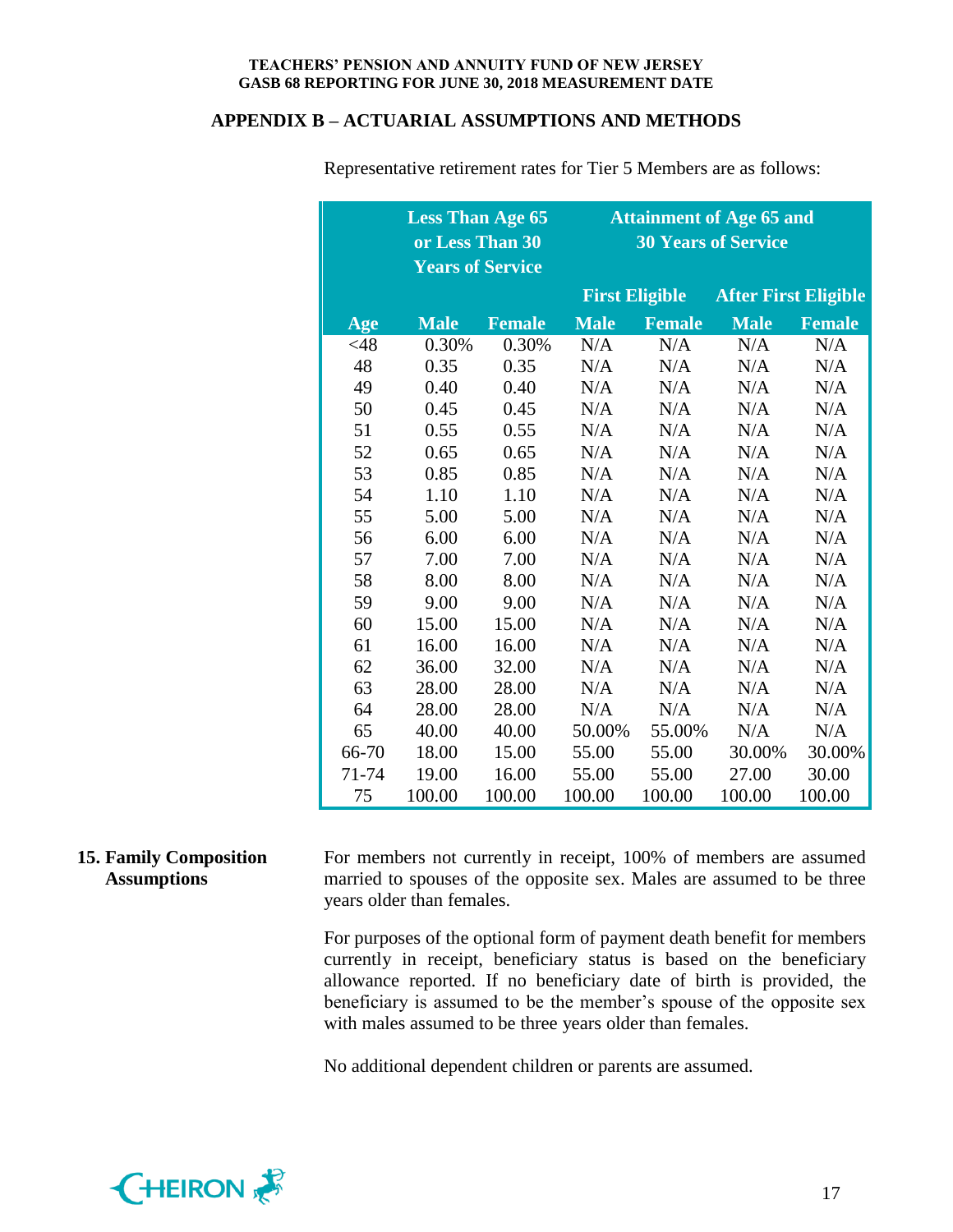## APPENDIX B – ACTUARIAL ASSUMPTIONS AND METHODS

Representative retirement rates for Tier 5 Members are as follows:

| | Less Than Age 65 or Less Than 30 Years of Service | | Attainment of Age 65 and 30 Years of Service | | | |
|---|---|---|---|---|---|---|
| | | | First Eligible | | After First Eligible | |
| Age | Male | Female | Male | Female | Male | Female |
| <48 | 0.30% | 0.30% | N/A | N/A | N/A | N/A |
| 48 | 0.35 | 0.35 | N/A | N/A | N/A | N/A |
| 49 | 0.40 | 0.40 | N/A | N/A | N/A | N/A |
| 50 | 0.45 | 0.45 | N/A | N/A | N/A | N/A |
| 51 | 0.55 | 0.55 | N/A | N/A | N/A | N/A |
| 52 | 0.65 | 0.65 | N/A | N/A | N/A | N/A |
| 53 | 0.85 | 0.85 | N/A | N/A | N/A | N/A |
| 54 | 1.10 | 1.10 | N/A | N/A | N/A | N/A |
| 55 | 5.00 | 5.00 | N/A | N/A | N/A | N/A |
| 56 | 6.00 | 6.00 | N/A | N/A | N/A | N/A |
| 57 | 7.00 | 7.00 | N/A | N/A | N/A | N/A |
| 58 | 8.00 | 8.00 | N/A | N/A | N/A | N/A |
| 59 | 9.00 | 9.00 | N/A | N/A | N/A | N/A |
| 60 | 15.00 | 15.00 | N/A | N/A | N/A | N/A |
| 61 | 16.00 | 16.00 | N/A | N/A | N/A | N/A |
| 62 | 36.00 | 32.00 | N/A | N/A | N/A | N/A |
| 63 | 28.00 | 28.00 | N/A | N/A | N/A | N/A |
| 64 | 28.00 | 28.00 | N/A | N/A | N/A | N/A |
| 65 | 40.00 | 40.00 | 50.00% | 55.00% | N/A | N/A |
| 66-70 | 18.00 | 15.00 | 55.00 | 55.00 | 30.00% | 30.00% |
| 71-74 | 19.00 | 16.00 | 55.00 | 55.00 | 27.00 | 30.00 |
| 75 | 100.00 | 100.00 | 100.00 | 100.00 | 100.00 | 100.00 |

**15. Family Composition Assumptions**

For members not currently in receipt, 100% of members are assumed married to spouses of the opposite sex. Males are assumed to be three years older than females.

For purposes of the optional form of payment death benefit for members currently in receipt, beneficiary status is based on the beneficiary allowance reported. If no beneficiary date of birth is provided, the beneficiary is assumed to be the member's spouse of the opposite sex with males assumed to be three years older than females.

No additional dependent children or parents are assumed.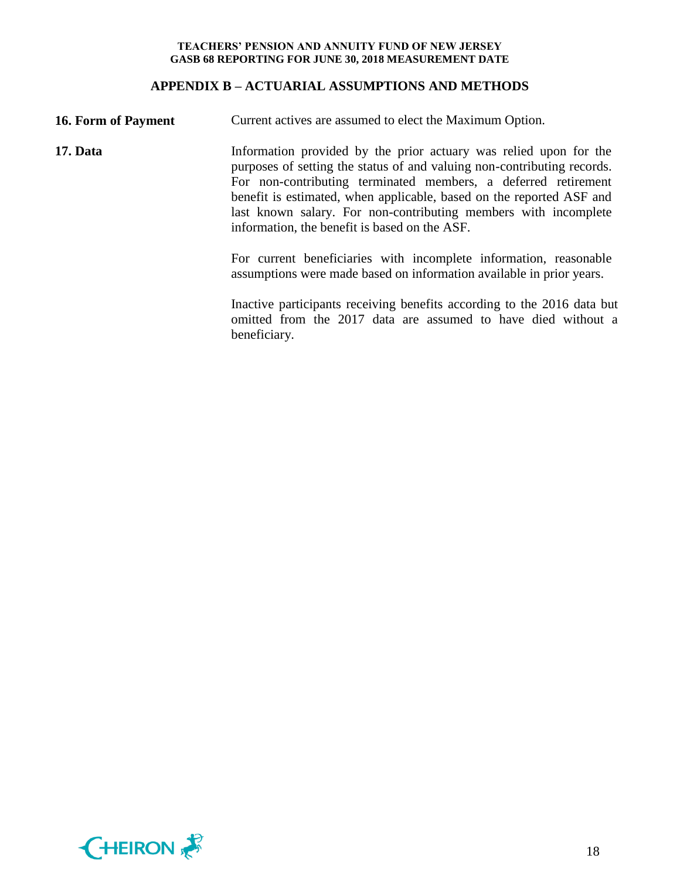## APPENDIX B – ACTUARIAL ASSUMPTIONS AND METHODS

**16. Form of Payment**

Current actives are assumed to elect the Maximum Option.

**17. Data**

Information provided by the prior actuary was relied upon for the purposes of setting the status of and valuing non-contributing records. For non-contributing terminated members, a deferred retirement benefit is estimated, when applicable, based on the reported ASF and last known salary. For non-contributing members with incomplete information, the benefit is based on the ASF.

For current beneficiaries with incomplete information, reasonable assumptions were made based on information available in prior years.

Inactive participants receiving benefits according to the 2016 data but omitted from the 2017 data are assumed to have died without a beneficiary.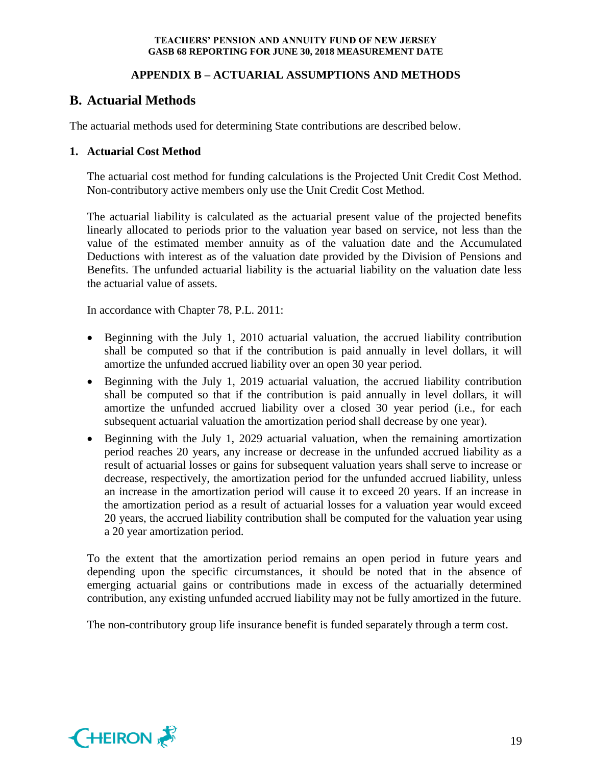## APPENDIX B – ACTUARIAL ASSUMPTIONS AND METHODS

## B. Actuarial Methods

The actuarial methods used for determining State contributions are described below.

### 1. Actuarial Cost Method

The actuarial cost method for funding calculations is the Projected Unit Credit Cost Method. Non-contributory active members only use the Unit Credit Cost Method.

The actuarial liability is calculated as the actuarial present value of the projected benefits linearly allocated to periods prior to the valuation year based on service, not less than the value of the estimated member annuity as of the valuation date and the Accumulated Deductions with interest as of the valuation date provided by the Division of Pensions and Benefits. The unfunded actuarial liability is the actuarial liability on the valuation date less the actuarial value of assets.

In accordance with Chapter 78, P.L. 2011:

- Beginning with the July 1, 2010 actuarial valuation, the accrued liability contribution shall be computed so that if the contribution is paid annually in level dollars, it will amortize the unfunded accrued liability over an open 30 year period.
- Beginning with the July 1, 2019 actuarial valuation, the accrued liability contribution shall be computed so that if the contribution is paid annually in level dollars, it will amortize the unfunded accrued liability over a closed 30 year period (i.e., for each subsequent actuarial valuation the amortization period shall decrease by one year).
- Beginning with the July 1, 2029 actuarial valuation, when the remaining amortization period reaches 20 years, any increase or decrease in the unfunded accrued liability as a result of actuarial losses or gains for subsequent valuation years shall serve to increase or decrease, respectively, the amortization period for the unfunded accrued liability, unless an increase in the amortization period will cause it to exceed 20 years. If an increase in the amortization period as a result of actuarial losses for a valuation year would exceed 20 years, the accrued liability contribution shall be computed for the valuation year using a 20 year amortization period.

To the extent that the amortization period remains an open period in future years and depending upon the specific circumstances, it should be noted that in the absence of emerging actuarial gains or contributions made in excess of the actuarially determined contribution, any existing unfunded accrued liability may not be fully amortized in the future.

The non-contributory group life insurance benefit is funded separately through a term cost.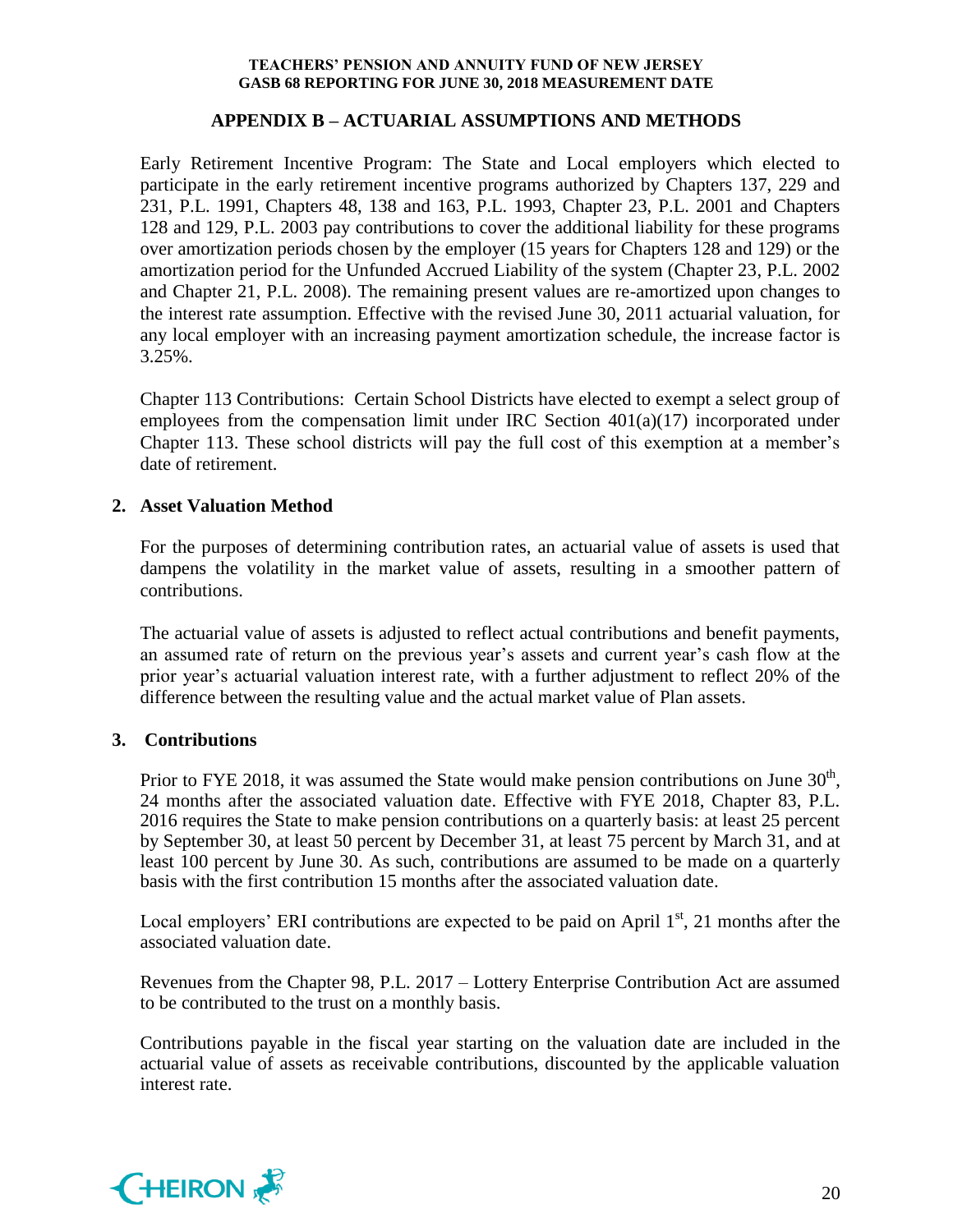## APPENDIX B – ACTUARIAL ASSUMPTIONS AND METHODS

Early Retirement Incentive Program: The State and Local employers which elected to participate in the early retirement incentive programs authorized by Chapters 137, 229 and 231, P.L. 1991, Chapters 48, 138 and 163, P.L. 1993, Chapter 23, P.L. 2001 and Chapters 128 and 129, P.L. 2003 pay contributions to cover the additional liability for these programs over amortization periods chosen by the employer (15 years for Chapters 128 and 129) or the amortization period for the Unfunded Accrued Liability of the system (Chapter 23, P.L. 2002 and Chapter 21, P.L. 2008). The remaining present values are re-amortized upon changes to the interest rate assumption. Effective with the revised June 30, 2011 actuarial valuation, for any local employer with an increasing payment amortization schedule, the increase factor is 3.25%.

Chapter 113 Contributions: Certain School Districts have elected to exempt a select group of employees from the compensation limit under IRC Section 401(a)(17) incorporated under Chapter 113. These school districts will pay the full cost of this exemption at a member's date of retirement.

### 2. Asset Valuation Method

For the purposes of determining contribution rates, an actuarial value of assets is used that dampens the volatility in the market value of assets, resulting in a smoother pattern of contributions.

The actuarial value of assets is adjusted to reflect actual contributions and benefit payments, an assumed rate of return on the previous year's assets and current year's cash flow at the prior year's actuarial valuation interest rate, with a further adjustment to reflect 20% of the difference between the resulting value and the actual market value of Plan assets.

### 3. Contributions

Prior to FYE 2018, it was assumed the State would make pension contributions on June 30th, 24 months after the associated valuation date. Effective with FYE 2018, Chapter 83, P.L. 2016 requires the State to make pension contributions on a quarterly basis: at least 25 percent by September 30, at least 50 percent by December 31, at least 75 percent by March 31, and at least 100 percent by June 30. As such, contributions are assumed to be made on a quarterly basis with the first contribution 15 months after the associated valuation date.

Local employers' ERI contributions are expected to be paid on April 1st, 21 months after the associated valuation date.

Revenues from the Chapter 98, P.L. 2017 – Lottery Enterprise Contribution Act are assumed to be contributed to the trust on a monthly basis.

Contributions payable in the fiscal year starting on the valuation date are included in the actuarial value of assets as receivable contributions, discounted by the applicable valuation interest rate.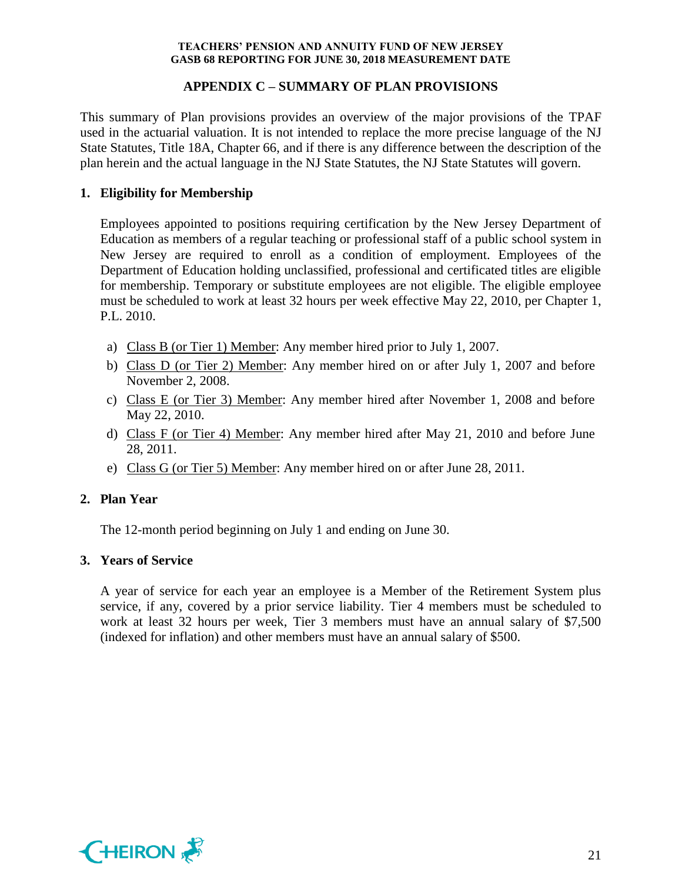## APPENDIX C – SUMMARY OF PLAN PROVISIONS

This summary of Plan provisions provides an overview of the major provisions of the TPAF used in the actuarial valuation. It is not intended to replace the more precise language of the NJ State Statutes, Title 18A, Chapter 66, and if there is any difference between the description of the plan herein and the actual language in the NJ State Statutes, the NJ State Statutes will govern.

### 1. Eligibility for Membership

Employees appointed to positions requiring certification by the New Jersey Department of Education as members of a regular teaching or professional staff of a public school system in New Jersey are required to enroll as a condition of employment. Employees of the Department of Education holding unclassified, professional and certificated titles are eligible for membership. Temporary or substitute employees are not eligible. The eligible employee must be scheduled to work at least 32 hours per week effective May 22, 2010, per Chapter 1, P.L. 2010.

a) Class B (or Tier 1) Member: Any member hired prior to July 1, 2007.
b) Class D (or Tier 2) Member: Any member hired on or after July 1, 2007 and before November 2, 2008.
c) Class E (or Tier 3) Member: Any member hired after November 1, 2008 and before May 22, 2010.
d) Class F (or Tier 4) Member: Any member hired after May 21, 2010 and before June 28, 2011.
e) Class G (or Tier 5) Member: Any member hired on or after June 28, 2011.

### 2. Plan Year

The 12-month period beginning on July 1 and ending on June 30.

### 3. Years of Service

A year of service for each year an employee is a Member of the Retirement System plus service, if any, covered by a prior service liability. Tier 4 members must be scheduled to work at least 32 hours per week, Tier 3 members must have an annual salary of $7,500 (indexed for inflation) and other members must have an annual salary of $500.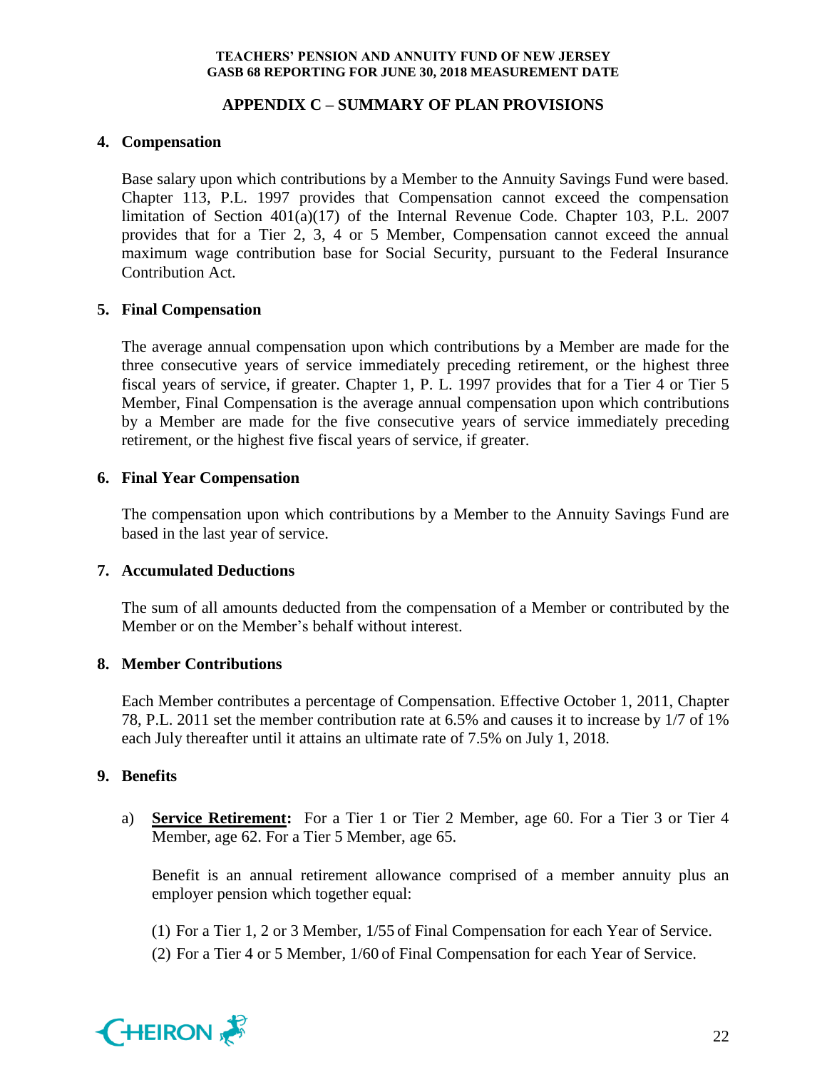## APPENDIX C – SUMMARY OF PLAN PROVISIONS

**4. Compensation**

Base salary upon which contributions by a Member to the Annuity Savings Fund were based. Chapter 113, P.L. 1997 provides that Compensation cannot exceed the compensation limitation of Section 401(a)(17) of the Internal Revenue Code. Chapter 103, P.L. 2007 provides that for a Tier 2, 3, 4 or 5 Member, Compensation cannot exceed the annual maximum wage contribution base for Social Security, pursuant to the Federal Insurance Contribution Act.

**5. Final Compensation**

The average annual compensation upon which contributions by a Member are made for the three consecutive years of service immediately preceding retirement, or the highest three fiscal years of service, if greater. Chapter 1, P. L. 1997 provides that for a Tier 4 or Tier 5 Member, Final Compensation is the average annual compensation upon which contributions by a Member are made for the five consecutive years of service immediately preceding retirement, or the highest five fiscal years of service, if greater.

**6. Final Year Compensation**

The compensation upon which contributions by a Member to the Annuity Savings Fund are based in the last year of service.

**7. Accumulated Deductions**

The sum of all amounts deducted from the compensation of a Member or contributed by the Member or on the Member's behalf without interest.

**8. Member Contributions**

Each Member contributes a percentage of Compensation. Effective October 1, 2011, Chapter 78, P.L. 2011 set the member contribution rate at 6.5% and causes it to increase by 1/7 of 1% each July thereafter until it attains an ultimate rate of 7.5% on July 1, 2018.

**9. Benefits**

a) **Service Retirement:** For a Tier 1 or Tier 2 Member, age 60. For a Tier 3 or Tier 4 Member, age 62. For a Tier 5 Member, age 65.

   Benefit is an annual retirement allowance comprised of a member annuity plus an employer pension which together equal:

   (1) For a Tier 1, 2 or 3 Member, 1/55 of Final Compensation for each Year of Service.

   (2) For a Tier 4 or 5 Member, 1/60 of Final Compensation for each Year of Service.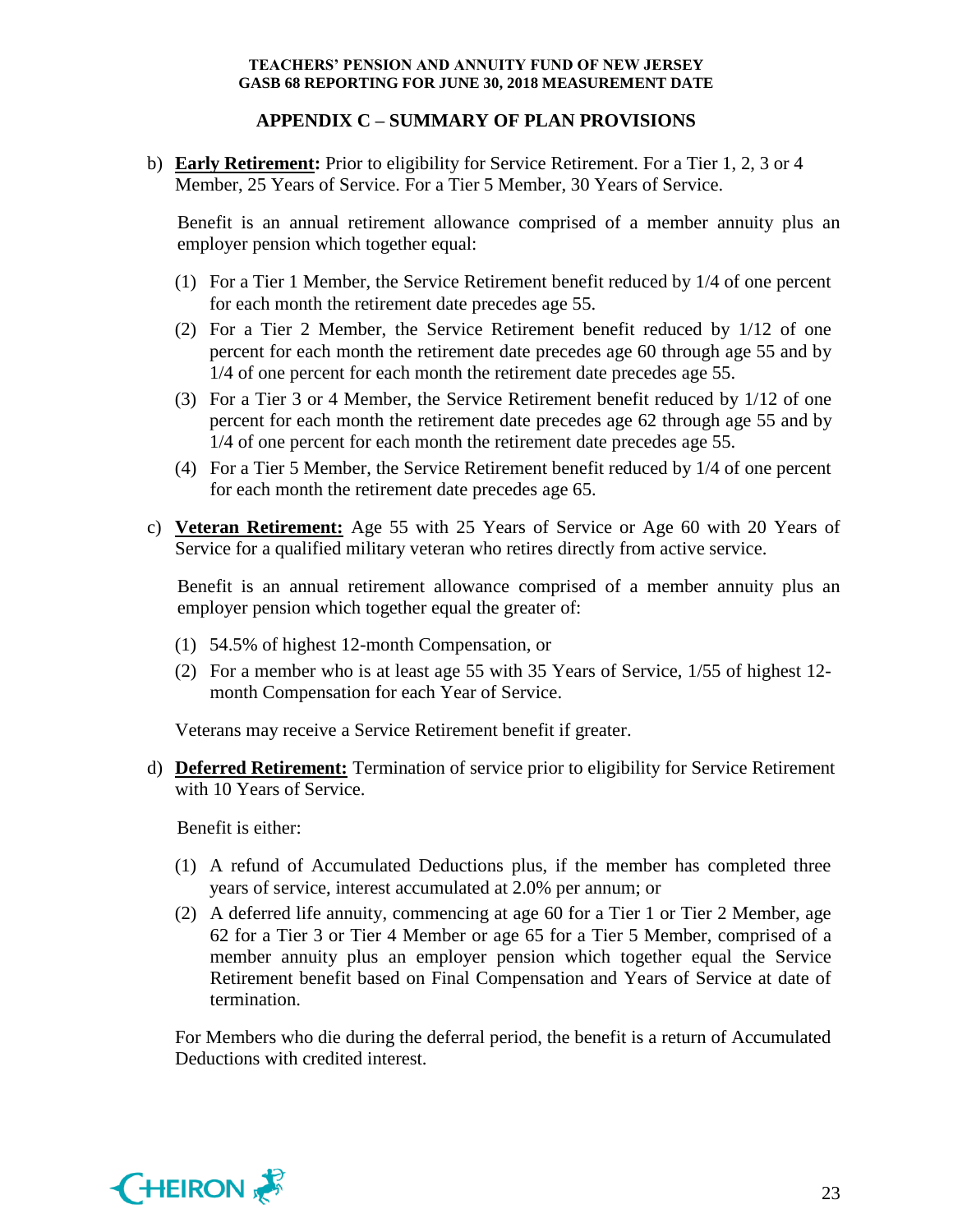## APPENDIX C – SUMMARY OF PLAN PROVISIONS

b) **Early Retirement:** Prior to eligibility for Service Retirement. For a Tier 1, 2, 3 or 4 Member, 25 Years of Service. For a Tier 5 Member, 30 Years of Service.

Benefit is an annual retirement allowance comprised of a member annuity plus an employer pension which together equal:

(1) For a Tier 1 Member, the Service Retirement benefit reduced by 1/4 of one percent for each month the retirement date precedes age 55.

(2) For a Tier 2 Member, the Service Retirement benefit reduced by 1/12 of one percent for each month the retirement date precedes age 60 through age 55 and by 1/4 of one percent for each month the retirement date precedes age 55.

(3) For a Tier 3 or 4 Member, the Service Retirement benefit reduced by 1/12 of one percent for each month the retirement date precedes age 62 through age 55 and by 1/4 of one percent for each month the retirement date precedes age 55.

(4) For a Tier 5 Member, the Service Retirement benefit reduced by 1/4 of one percent for each month the retirement date precedes age 65.

c) **Veteran Retirement:** Age 55 with 25 Years of Service or Age 60 with 20 Years of Service for a qualified military veteran who retires directly from active service.

Benefit is an annual retirement allowance comprised of a member annuity plus an employer pension which together equal the greater of:

(1) 54.5% of highest 12-month Compensation, or

(2) For a member who is at least age 55 with 35 Years of Service, 1/55 of highest 12-month Compensation for each Year of Service.

Veterans may receive a Service Retirement benefit if greater.

d) **Deferred Retirement:** Termination of service prior to eligibility for Service Retirement with 10 Years of Service.

Benefit is either:

(1) A refund of Accumulated Deductions plus, if the member has completed three years of service, interest accumulated at 2.0% per annum; or

(2) A deferred life annuity, commencing at age 60 for a Tier 1 or Tier 2 Member, age 62 for a Tier 3 or Tier 4 Member or age 65 for a Tier 5 Member, comprised of a member annuity plus an employer pension which together equal the Service Retirement benefit based on Final Compensation and Years of Service at date of termination.

For Members who die during the deferral period, the benefit is a return of Accumulated Deductions with credited interest.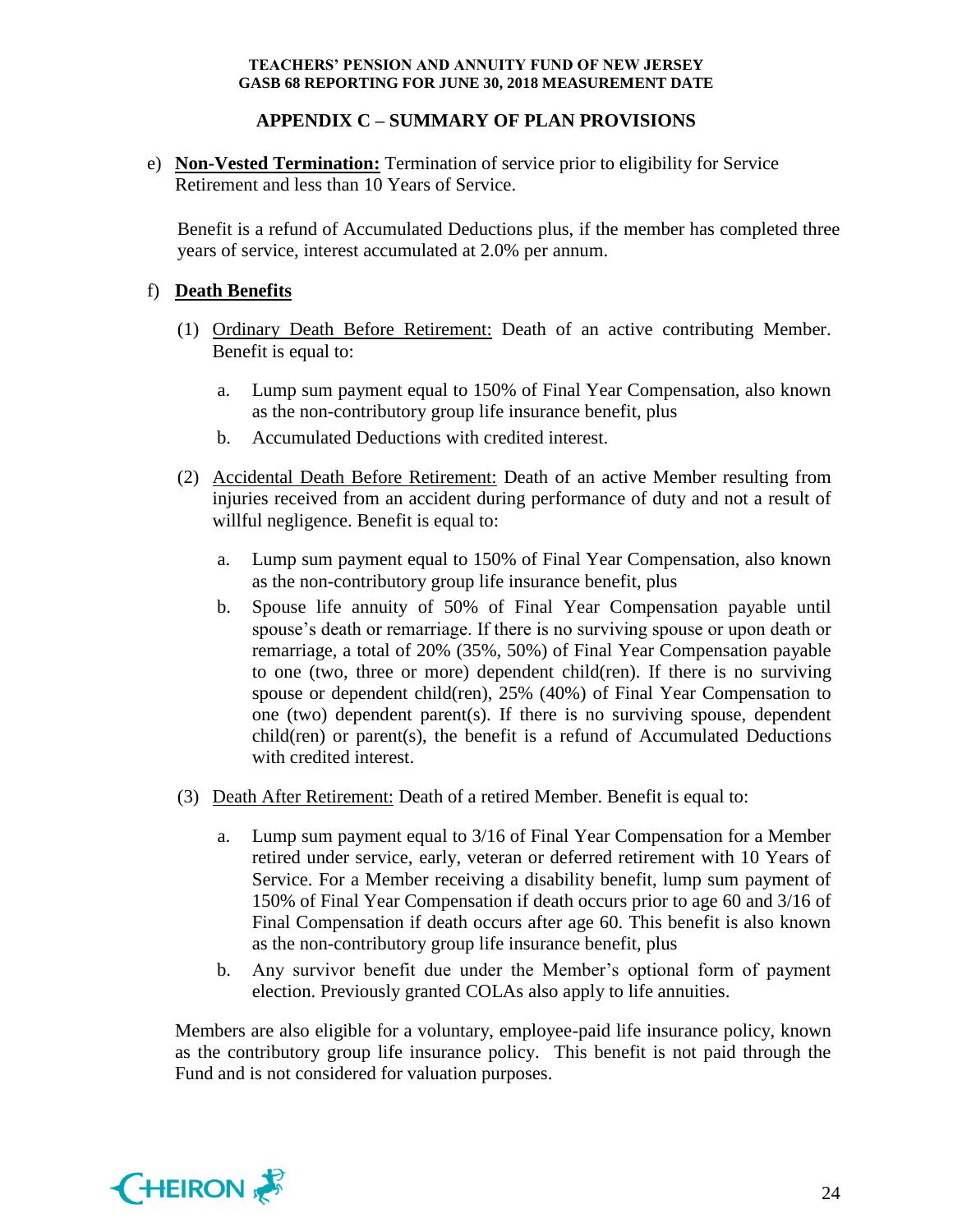## APPENDIX C – SUMMARY OF PLAN PROVISIONS

e) **Non-Vested Termination:** Termination of service prior to eligibility for Service Retirement and less than 10 Years of Service.

   Benefit is a refund of Accumulated Deductions plus, if the member has completed three years of service, interest accumulated at 2.0% per annum.

f) **Death Benefits**

   (1) Ordinary Death Before Retirement: Death of an active contributing Member. Benefit is equal to:

      a. Lump sum payment equal to 150% of Final Year Compensation, also known as the non-contributory group life insurance benefit, plus
      b. Accumulated Deductions with credited interest.

   (2) Accidental Death Before Retirement: Death of an active Member resulting from injuries received from an accident during performance of duty and not a result of willful negligence. Benefit is equal to:

      a. Lump sum payment equal to 150% of Final Year Compensation, also known as the non-contributory group life insurance benefit, plus
      b. Spouse life annuity of 50% of Final Year Compensation payable until spouse's death or remarriage. If there is no surviving spouse or upon death or remarriage, a total of 20% (35%, 50%) of Final Year Compensation payable to one (two, three or more) dependent child(ren). If there is no surviving spouse or dependent child(ren), 25% (40%) of Final Year Compensation to one (two) dependent parent(s). If there is no surviving spouse, dependent child(ren) or parent(s), the benefit is a refund of Accumulated Deductions with credited interest.

   (3) Death After Retirement: Death of a retired Member. Benefit is equal to:

      a. Lump sum payment equal to 3/16 of Final Year Compensation for a Member retired under service, early, veteran or deferred retirement with 10 Years of Service. For a Member receiving a disability benefit, lump sum payment of 150% of Final Year Compensation if death occurs prior to age 60 and 3/16 of Final Compensation if death occurs after age 60. This benefit is also known as the non-contributory group life insurance benefit, plus
      b. Any survivor benefit due under the Member's optional form of payment election. Previously granted COLAs also apply to life annuities.

   Members are also eligible for a voluntary, employee-paid life insurance policy, known as the contributory group life insurance policy. This benefit is not paid through the Fund and is not considered for valuation purposes.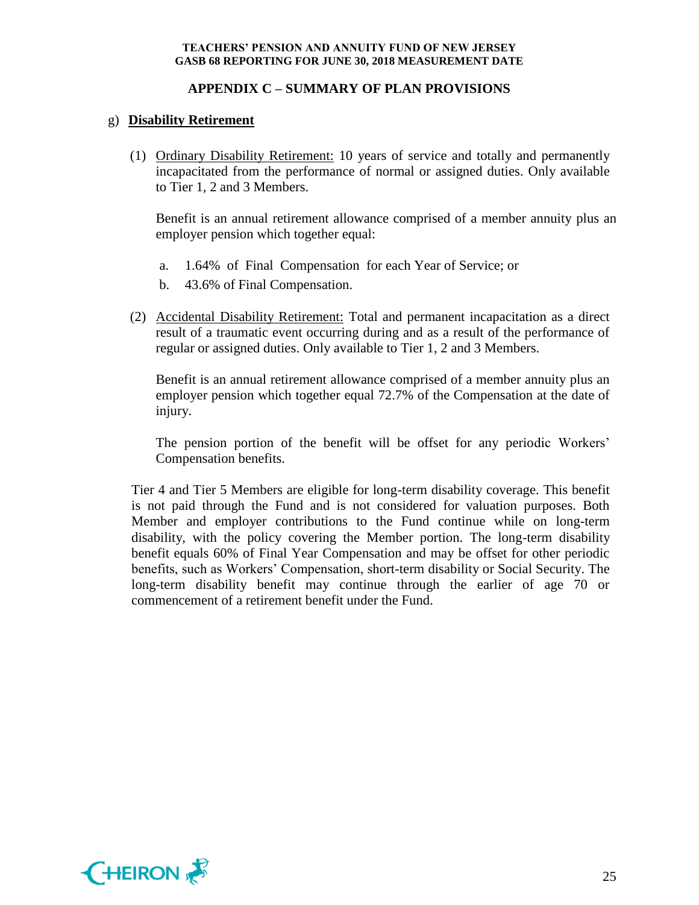## APPENDIX C – SUMMARY OF PLAN PROVISIONS

g) **Disability Retirement**

(1) Ordinary Disability Retirement: 10 years of service and totally and permanently incapacitated from the performance of normal or assigned duties. Only available to Tier 1, 2 and 3 Members.

Benefit is an annual retirement allowance comprised of a member annuity plus an employer pension which together equal:

a. 1.64% of Final Compensation for each Year of Service; or
b. 43.6% of Final Compensation.

(2) Accidental Disability Retirement: Total and permanent incapacitation as a direct result of a traumatic event occurring during and as a result of the performance of regular or assigned duties. Only available to Tier 1, 2 and 3 Members.

Benefit is an annual retirement allowance comprised of a member annuity plus an employer pension which together equal 72.7% of the Compensation at the date of injury.

The pension portion of the benefit will be offset for any periodic Workers' Compensation benefits.

Tier 4 and Tier 5 Members are eligible for long-term disability coverage. This benefit is not paid through the Fund and is not considered for valuation purposes. Both Member and employer contributions to the Fund continue while on long-term disability, with the policy covering the Member portion. The long-term disability benefit equals 60% of Final Year Compensation and may be offset for other periodic benefits, such as Workers' Compensation, short-term disability or Social Security. The long-term disability benefit may continue through the earlier of age 70 or commencement of a retirement benefit under the Fund.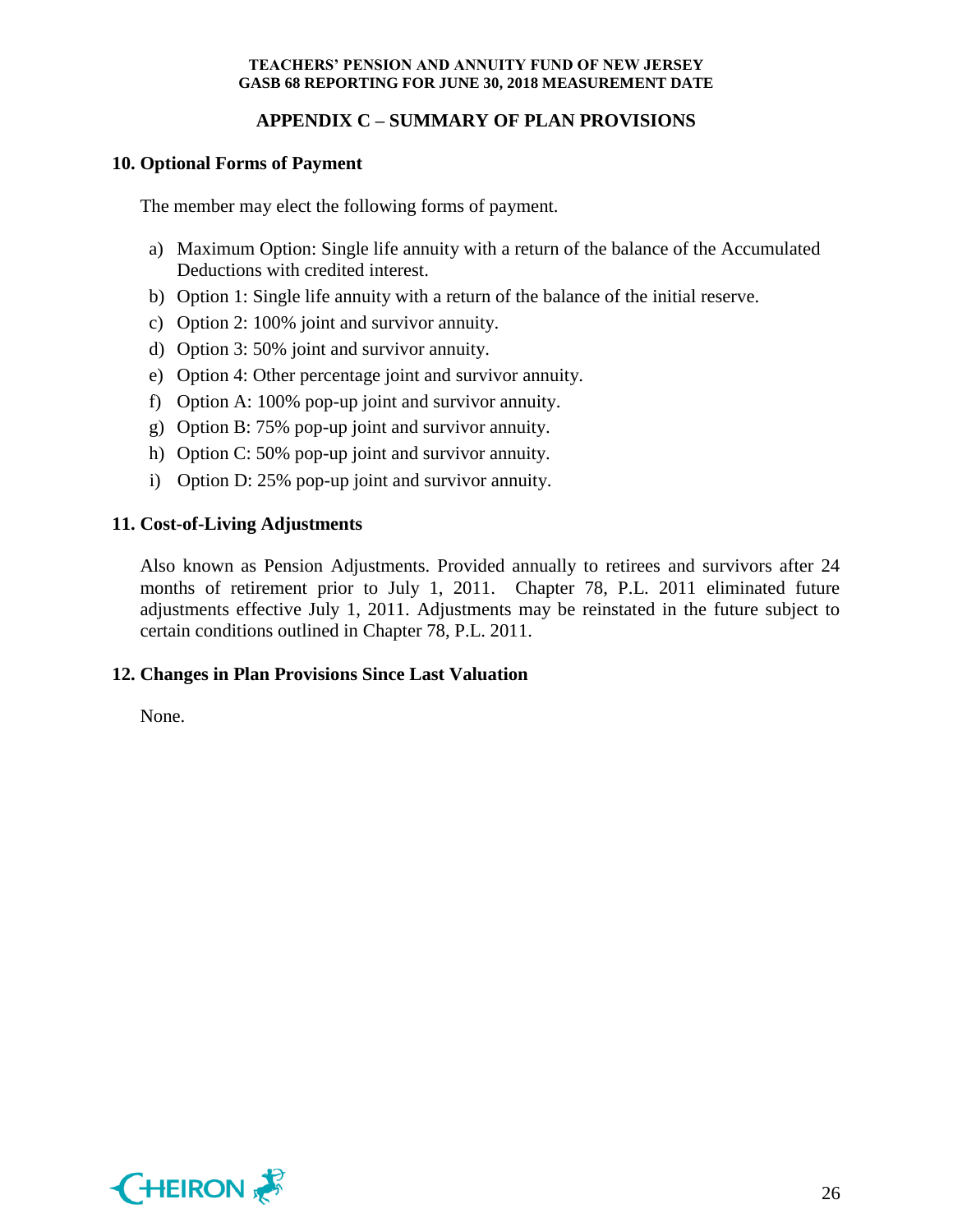## APPENDIX C – SUMMARY OF PLAN PROVISIONS

### 10. Optional Forms of Payment

The member may elect the following forms of payment.

a) Maximum Option: Single life annuity with a return of the balance of the Accumulated Deductions with credited interest.
b) Option 1: Single life annuity with a return of the balance of the initial reserve.
c) Option 2: 100% joint and survivor annuity.
d) Option 3: 50% joint and survivor annuity.
e) Option 4: Other percentage joint and survivor annuity.
f) Option A: 100% pop-up joint and survivor annuity.
g) Option B: 75% pop-up joint and survivor annuity.
h) Option C: 50% pop-up joint and survivor annuity.
i) Option D: 25% pop-up joint and survivor annuity.

### 11. Cost-of-Living Adjustments

Also known as Pension Adjustments. Provided annually to retirees and survivors after 24 months of retirement prior to July 1, 2011. Chapter 78, P.L. 2011 eliminated future adjustments effective July 1, 2011. Adjustments may be reinstated in the future subject to certain conditions outlined in Chapter 78, P.L. 2011.

### 12. Changes in Plan Provisions Since Last Valuation

None.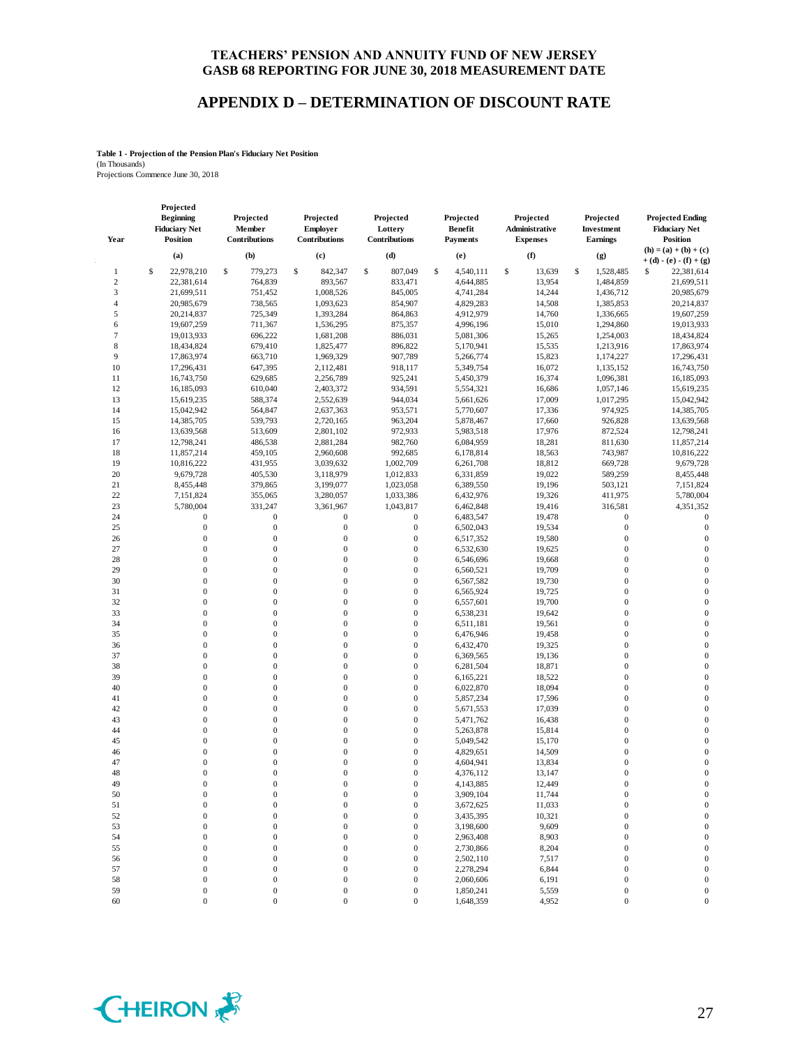# APPENDIX D – DETERMINATION OF DISCOUNT RATE

**Table 1 - Projection of the Pension Plan's Fiduciary Net Position**
(In Thousands)
Projections Commence June 30, 2018

| Year | Projected Beginning Fiduciary Net Position | Projected Member Contributions | Projected Employer Contributions | Projected Lottery Contributions | Projected Benefit Payments | Projected Administrative Expenses | Projected Investment Earnings | Projected Ending Fiduciary Net Position |
|---|---|---|---|---|---|---|---|---|
| | (a) | (b) | (c) | (d) | (e) | (f) | (g) | (h) = (a) + (b) + (c) + (d) - (e) - (f) + (g) |
| 1 | $ 22,978,210 | $ 779,273 | $ 842,347 | $ 807,049 | $ 4,540,111 | $ 13,639 | $ 1,528,485 | $ 22,381,614 |
| 2 | 22,381,614 | 764,839 | 893,567 | 833,471 | 4,644,885 | 13,954 | 1,484,859 | 21,699,511 |
| 3 | 21,699,511 | 751,452 | 1,008,526 | 845,005 | 4,741,284 | 14,244 | 1,436,712 | 20,985,679 |
| 4 | 20,985,679 | 738,565 | 1,093,623 | 854,907 | 4,829,283 | 14,508 | 1,385,853 | 20,214,837 |
| 5 | 20,214,837 | 725,349 | 1,393,284 | 864,863 | 4,912,979 | 14,760 | 1,336,665 | 19,607,259 |
| 6 | 19,607,259 | 711,367 | 1,536,295 | 875,357 | 4,996,196 | 15,010 | 1,294,860 | 19,013,933 |
| 7 | 19,013,933 | 696,222 | 1,681,208 | 886,031 | 5,081,306 | 15,265 | 1,254,003 | 18,434,824 |
| 8 | 18,434,824 | 679,410 | 1,825,477 | 896,822 | 5,170,941 | 15,535 | 1,213,916 | 17,863,974 |
| 9 | 17,863,974 | 663,710 | 1,969,329 | 907,789 | 5,266,774 | 15,823 | 1,174,227 | 17,296,431 |
| 10 | 17,296,431 | 647,395 | 2,112,481 | 918,117 | 5,349,754 | 16,072 | 1,135,152 | 16,743,750 |
| 11 | 16,743,750 | 629,685 | 2,256,789 | 925,241 | 5,450,379 | 16,374 | 1,096,381 | 16,185,093 |
| 12 | 16,185,093 | 610,040 | 2,403,372 | 934,591 | 5,554,321 | 16,686 | 1,057,146 | 15,619,235 |
| 13 | 15,619,235 | 588,374 | 2,552,639 | 944,034 | 5,661,626 | 17,009 | 1,017,295 | 15,042,942 |
| 14 | 15,042,942 | 564,847 | 2,637,363 | 953,571 | 5,770,607 | 17,336 | 974,925 | 14,385,705 |
| 15 | 14,385,705 | 539,793 | 2,720,165 | 963,204 | 5,878,467 | 17,660 | 926,828 | 13,639,568 |
| 16 | 13,639,568 | 513,609 | 2,801,102 | 972,933 | 5,983,518 | 17,976 | 872,524 | 12,798,241 |
| 17 | 12,798,241 | 486,538 | 2,881,284 | 982,760 | 6,084,959 | 18,281 | 811,630 | 11,857,214 |
| 18 | 11,857,214 | 459,105 | 2,960,608 | 992,685 | 6,178,814 | 18,563 | 743,987 | 10,816,222 |
| 19 | 10,816,222 | 431,955 | 3,039,632 | 1,002,709 | 6,261,708 | 18,812 | 669,728 | 9,679,728 |
| 20 | 9,679,728 | 405,530 | 3,118,979 | 1,012,833 | 6,331,859 | 19,022 | 589,259 | 8,455,448 |
| 21 | 8,455,448 | 379,865 | 3,199,077 | 1,023,058 | 6,389,550 | 19,196 | 503,121 | 7,151,824 |
| 22 | 7,151,824 | 355,065 | 3,280,057 | 1,033,386 | 6,432,976 | 19,326 | 411,975 | 5,780,004 |
| 23 | 5,780,004 | 331,247 | 3,361,967 | 1,043,817 | 6,462,848 | 19,416 | 316,581 | 4,351,352 |
| 24 | 0 | 0 | 0 | 0 | 6,483,547 | 19,478 | 0 | 0 |
| 25 | 0 | 0 | 0 | 0 | 6,502,043 | 19,534 | 0 | 0 |
| 26 | 0 | 0 | 0 | 0 | 6,517,352 | 19,580 | 0 | 0 |
| 27 | 0 | 0 | 0 | 0 | 6,532,630 | 19,625 | 0 | 0 |
| 28 | 0 | 0 | 0 | 0 | 6,546,696 | 19,668 | 0 | 0 |
| 29 | 0 | 0 | 0 | 0 | 6,560,521 | 19,709 | 0 | 0 |
| 30 | 0 | 0 | 0 | 0 | 6,567,582 | 19,730 | 0 | 0 |
| 31 | 0 | 0 | 0 | 0 | 6,565,924 | 19,725 | 0 | 0 |
| 32 | 0 | 0 | 0 | 0 | 6,557,601 | 19,700 | 0 | 0 |
| 33 | 0 | 0 | 0 | 0 | 6,538,231 | 19,642 | 0 | 0 |
| 34 | 0 | 0 | 0 | 0 | 6,511,181 | 19,561 | 0 | 0 |
| 35 | 0 | 0 | 0 | 0 | 6,476,946 | 19,458 | 0 | 0 |
| 36 | 0 | 0 | 0 | 0 | 6,432,470 | 19,325 | 0 | 0 |
| 37 | 0 | 0 | 0 | 0 | 6,369,565 | 19,136 | 0 | 0 |
| 38 | 0 | 0 | 0 | 0 | 6,281,504 | 18,871 | 0 | 0 |
| 39 | 0 | 0 | 0 | 0 | 6,165,221 | 18,522 | 0 | 0 |
| 40 | 0 | 0 | 0 | 0 | 6,022,870 | 18,094 | 0 | 0 |
| 41 | 0 | 0 | 0 | 0 | 5,857,234 | 17,596 | 0 | 0 |
| 42 | 0 | 0 | 0 | 0 | 5,671,553 | 17,039 | 0 | 0 |
| 43 | 0 | 0 | 0 | 0 | 5,471,762 | 16,438 | 0 | 0 |
| 44 | 0 | 0 | 0 | 0 | 5,263,878 | 15,814 | 0 | 0 |
| 45 | 0 | 0 | 0 | 0 | 5,049,542 | 15,170 | 0 | 0 |
| 46 | 0 | 0 | 0 | 0 | 4,829,651 | 14,509 | 0 | 0 |
| 47 | 0 | 0 | 0 | 0 | 4,604,941 | 13,834 | 0 | 0 |
| 48 | 0 | 0 | 0 | 0 | 4,376,112 | 13,147 | 0 | 0 |
| 49 | 0 | 0 | 0 | 0 | 4,143,885 | 12,449 | 0 | 0 |
| 50 | 0 | 0 | 0 | 0 | 3,909,104 | 11,744 | 0 | 0 |
| 51 | 0 | 0 | 0 | 0 | 3,672,625 | 11,033 | 0 | 0 |
| 52 | 0 | 0 | 0 | 0 | 3,435,395 | 10,321 | 0 | 0 |
| 53 | 0 | 0 | 0 | 0 | 3,198,600 | 9,609 | 0 | 0 |
| 54 | 0 | 0 | 0 | 0 | 2,963,408 | 8,903 | 0 | 0 |
| 55 | 0 | 0 | 0 | 0 | 2,730,866 | 8,204 | 0 | 0 |
| 56 | 0 | 0 | 0 | 0 | 2,502,110 | 7,517 | 0 | 0 |
| 57 | 0 | 0 | 0 | 0 | 2,278,294 | 6,844 | 0 | 0 |
| 58 | 0 | 0 | 0 | 0 | 2,060,606 | 6,191 | 0 | 0 |
| 59 | 0 | 0 | 0 | 0 | 1,850,241 | 5,559 | 0 | 0 |
| 60 | 0 | 0 | 0 | 0 | 1,648,359 | 4,952 | 0 | 0 |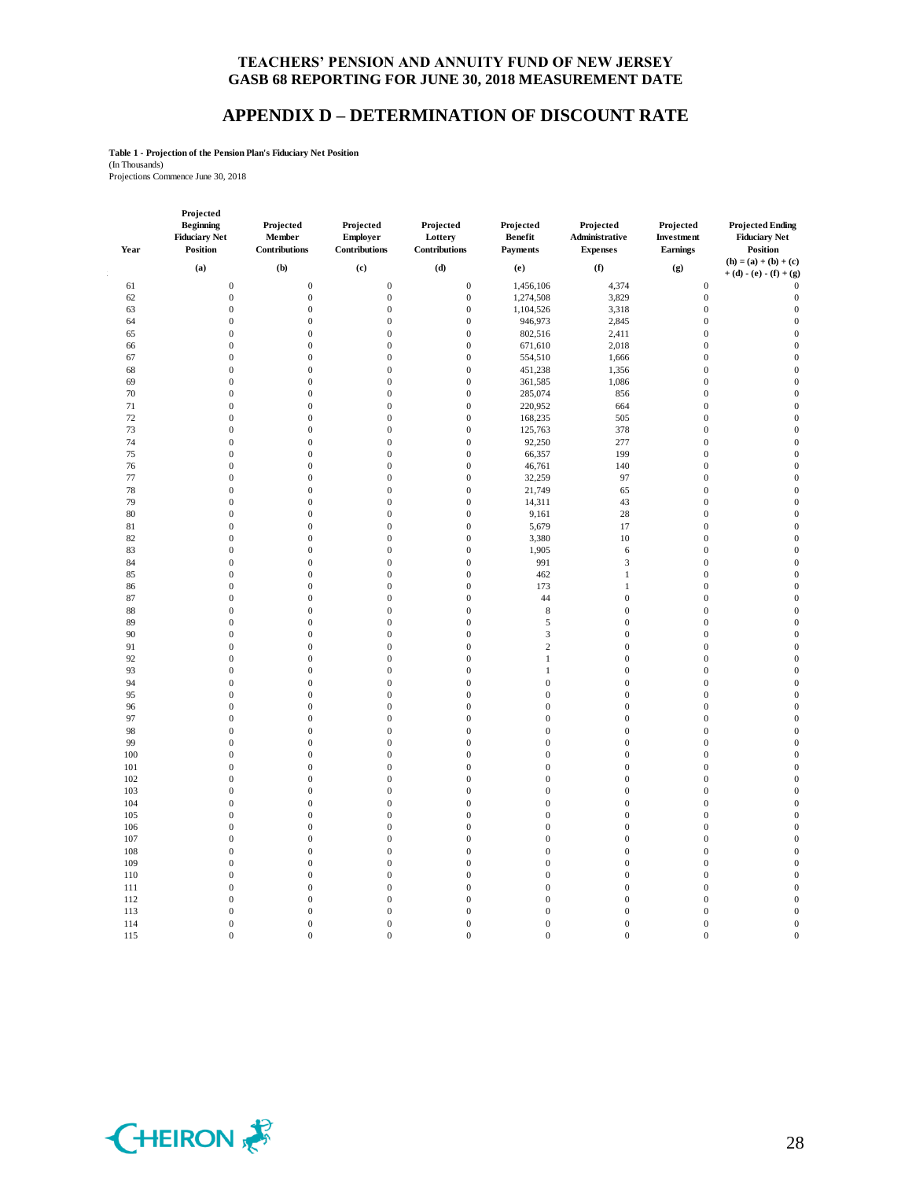**TEACHERS' PENSION AND ANNUITY FUND OF NEW JERSEY**
**GASB 68 REPORTING FOR JUNE 30, 2018 MEASUREMENT DATE**

## APPENDIX D – DETERMINATION OF DISCOUNT RATE

**Table 1 - Projection of the Pension Plan's Fiduciary Net Position**
(In Thousands)
Projections Commence June 30, 2018

| Year | Projected Beginning Fiduciary Net Position | Projected Member Contributions | Projected Employer Contributions | Projected Lottery Contributions | Projected Benefit Payments | Projected Administrative Expenses | Projected Investment Earnings | Projected Ending Fiduciary Net Position |
|---|---|---|---|---|---|---|---|---|
| | (a) | (b) | (c) | (d) | (e) | (f) | (g) | (h) = (a) + (b) + (c) + (d) - (e) - (f) + (g) |
| 61 | 0 | 0 | 0 | 0 | 1,456,106 | 4,374 | 0 | 0 |
| 62 | 0 | 0 | 0 | 0 | 1,274,508 | 3,829 | 0 | 0 |
| 63 | 0 | 0 | 0 | 0 | 1,104,526 | 3,318 | 0 | 0 |
| 64 | 0 | 0 | 0 | 0 | 946,973 | 2,845 | 0 | 0 |
| 65 | 0 | 0 | 0 | 0 | 802,516 | 2,411 | 0 | 0 |
| 66 | 0 | 0 | 0 | 0 | 671,610 | 2,018 | 0 | 0 |
| 67 | 0 | 0 | 0 | 0 | 554,510 | 1,666 | 0 | 0 |
| 68 | 0 | 0 | 0 | 0 | 451,238 | 1,356 | 0 | 0 |
| 69 | 0 | 0 | 0 | 0 | 361,585 | 1,086 | 0 | 0 |
| 70 | 0 | 0 | 0 | 0 | 285,074 | 856 | 0 | 0 |
| 71 | 0 | 0 | 0 | 0 | 220,952 | 664 | 0 | 0 |
| 72 | 0 | 0 | 0 | 0 | 168,235 | 505 | 0 | 0 |
| 73 | 0 | 0 | 0 | 0 | 125,763 | 378 | 0 | 0 |
| 74 | 0 | 0 | 0 | 0 | 92,250 | 277 | 0 | 0 |
| 75 | 0 | 0 | 0 | 0 | 66,357 | 199 | 0 | 0 |
| 76 | 0 | 0 | 0 | 0 | 46,761 | 140 | 0 | 0 |
| 77 | 0 | 0 | 0 | 0 | 32,259 | 97 | 0 | 0 |
| 78 | 0 | 0 | 0 | 0 | 21,749 | 65 | 0 | 0 |
| 79 | 0 | 0 | 0 | 0 | 14,311 | 43 | 0 | 0 |
| 80 | 0 | 0 | 0 | 0 | 9,161 | 28 | 0 | 0 |
| 81 | 0 | 0 | 0 | 0 | 5,679 | 17 | 0 | 0 |
| 82 | 0 | 0 | 0 | 0 | 3,380 | 10 | 0 | 0 |
| 83 | 0 | 0 | 0 | 0 | 1,905 | 6 | 0 | 0 |
| 84 | 0 | 0 | 0 | 0 | 991 | 3 | 0 | 0 |
| 85 | 0 | 0 | 0 | 0 | 462 | 1 | 0 | 0 |
| 86 | 0 | 0 | 0 | 0 | 173 | 1 | 0 | 0 |
| 87 | 0 | 0 | 0 | 0 | 44 | 0 | 0 | 0 |
| 88 | 0 | 0 | 0 | 0 | 8 | 0 | 0 | 0 |
| 89 | 0 | 0 | 0 | 0 | 5 | 0 | 0 | 0 |
| 90 | 0 | 0 | 0 | 0 | 3 | 0 | 0 | 0 |
| 91 | 0 | 0 | 0 | 0 | 2 | 0 | 0 | 0 |
| 92 | 0 | 0 | 0 | 0 | 1 | 0 | 0 | 0 |
| 93 | 0 | 0 | 0 | 0 | 1 | 0 | 0 | 0 |
| 94 | 0 | 0 | 0 | 0 | 0 | 0 | 0 | 0 |
| 95 | 0 | 0 | 0 | 0 | 0 | 0 | 0 | 0 |
| 96 | 0 | 0 | 0 | 0 | 0 | 0 | 0 | 0 |
| 97 | 0 | 0 | 0 | 0 | 0 | 0 | 0 | 0 |
| 98 | 0 | 0 | 0 | 0 | 0 | 0 | 0 | 0 |
| 99 | 0 | 0 | 0 | 0 | 0 | 0 | 0 | 0 |
| 100 | 0 | 0 | 0 | 0 | 0 | 0 | 0 | 0 |
| 101 | 0 | 0 | 0 | 0 | 0 | 0 | 0 | 0 |
| 102 | 0 | 0 | 0 | 0 | 0 | 0 | 0 | 0 |
| 103 | 0 | 0 | 0 | 0 | 0 | 0 | 0 | 0 |
| 104 | 0 | 0 | 0 | 0 | 0 | 0 | 0 | 0 |
| 105 | 0 | 0 | 0 | 0 | 0 | 0 | 0 | 0 |
| 106 | 0 | 0 | 0 | 0 | 0 | 0 | 0 | 0 |
| 107 | 0 | 0 | 0 | 0 | 0 | 0 | 0 | 0 |
| 108 | 0 | 0 | 0 | 0 | 0 | 0 | 0 | 0 |
| 109 | 0 | 0 | 0 | 0 | 0 | 0 | 0 | 0 |
| 110 | 0 | 0 | 0 | 0 | 0 | 0 | 0 | 0 |
| 111 | 0 | 0 | 0 | 0 | 0 | 0 | 0 | 0 |
| 112 | 0 | 0 | 0 | 0 | 0 | 0 | 0 | 0 |
| 113 | 0 | 0 | 0 | 0 | 0 | 0 | 0 | 0 |
| 114 | 0 | 0 | 0 | 0 | 0 | 0 | 0 | 0 |
| 115 | 0 | 0 | 0 | 0 | 0 | 0 | 0 | 0 |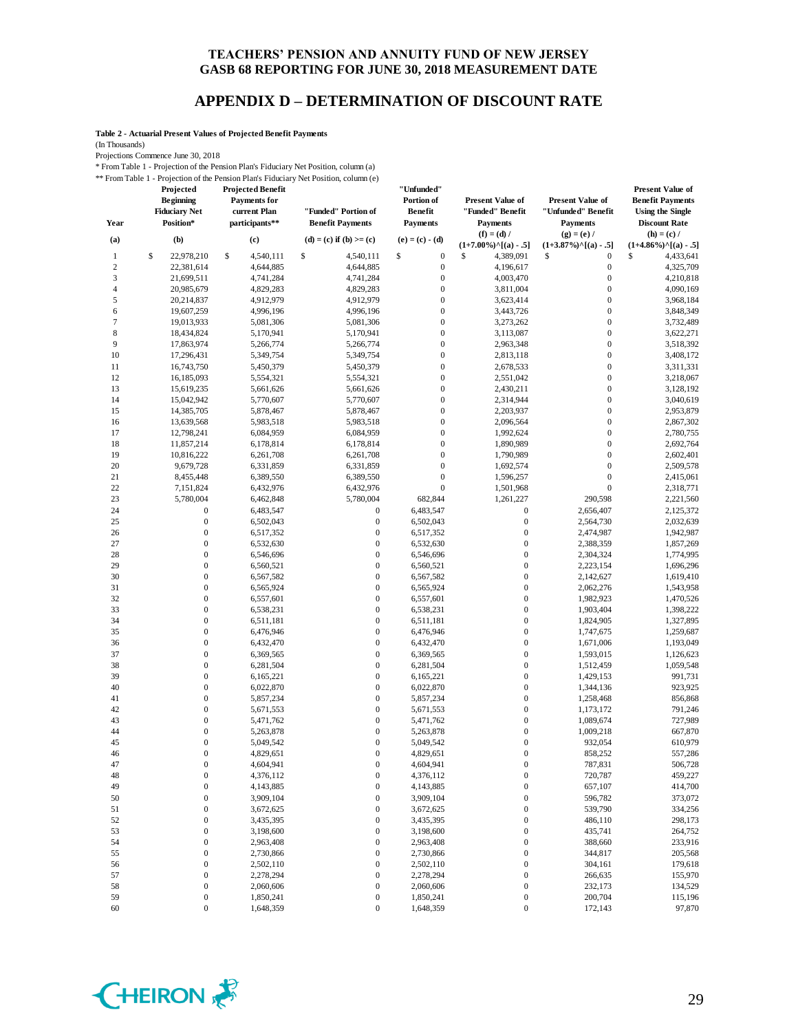# TEACHERS' PENSION AND ANNUITY FUND OF NEW JERSEY
## GASB 68 REPORTING FOR JUNE 30, 2018 MEASUREMENT DATE

## APPENDIX D – DETERMINATION OF DISCOUNT RATE

**Table 2 - Actuarial Present Values of Projected Benefit Payments**

(In Thousands)

Projections Commence June 30, 2018

\* From Table 1 - Projection of the Pension Plan's Fiduciary Net Position, column (a)

\** From Table 1 - Projection of the Pension Plan's Fiduciary Net Position, column (e)

| Year | Projected Beginning Fiduciary Net Position* | Projected Benefit Payments for current Plan participants** | "Funded" Portion of Benefit Payments | "Unfunded" Portion of Benefit Payments | Present Value of "Funded" Benefit Payments | Present Value of "Unfunded" Benefit Payments | Present Value of Benefit Payments Using the Single Discount Rate |
|---|---|---|---|---|---|---|---|
| (a) | (b) | (c) | (d) = (c) if (b) >= (c) | (e) = (c) - (d) | (f) = (d) / (1+7.00%)^[(a) - .5] | (g) = (e) / (1+3.87%)^[(a) - .5] | (h) = (c) / (1+4.86%)^[(a) - .5] |
| 1 | $ 22,978,210 | $ 4,540,111 | $ 4,540,111 | $ 0 | $ 4,389,091 | $ 0 | $ 4,433,641 |
| 2 | 22,381,614 | 4,644,885 | 4,644,885 | 0 | 4,196,617 | 0 | 4,325,709 |
| 3 | 21,699,511 | 4,741,284 | 4,741,284 | 0 | 4,003,470 | 0 | 4,210,818 |
| 4 | 20,985,679 | 4,829,283 | 4,829,283 | 0 | 3,811,004 | 0 | 4,090,169 |
| 5 | 20,214,837 | 4,912,979 | 4,912,979 | 0 | 3,623,414 | 0 | 3,968,184 |
| 6 | 19,607,259 | 4,996,196 | 4,996,196 | 0 | 3,443,726 | 0 | 3,848,349 |
| 7 | 19,013,933 | 5,081,306 | 5,081,306 | 0 | 3,273,262 | 0 | 3,732,489 |
| 8 | 18,434,824 | 5,170,941 | 5,170,941 | 0 | 3,113,087 | 0 | 3,622,271 |
| 9 | 17,863,974 | 5,266,774 | 5,266,774 | 0 | 2,963,348 | 0 | 3,518,392 |
| 10 | 17,296,431 | 5,349,754 | 5,349,754 | 0 | 2,813,118 | 0 | 3,408,172 |
| 11 | 16,743,750 | 5,450,379 | 5,450,379 | 0 | 2,678,533 | 0 | 3,311,331 |
| 12 | 16,185,093 | 5,554,321 | 5,554,321 | 0 | 2,551,042 | 0 | 3,218,067 |
| 13 | 15,619,235 | 5,661,626 | 5,661,626 | 0 | 2,430,211 | 0 | 3,128,192 |
| 14 | 15,042,942 | 5,770,607 | 5,770,607 | 0 | 2,314,944 | 0 | 3,040,619 |
| 15 | 14,385,705 | 5,878,467 | 5,878,467 | 0 | 2,203,937 | 0 | 2,953,879 |
| 16 | 13,639,568 | 5,983,518 | 5,983,518 | 0 | 2,096,564 | 0 | 2,867,302 |
| 17 | 12,798,241 | 6,084,959 | 6,084,959 | 0 | 1,992,624 | 0 | 2,780,755 |
| 18 | 11,857,214 | 6,178,814 | 6,178,814 | 0 | 1,890,989 | 0 | 2,692,764 |
| 19 | 10,816,222 | 6,261,708 | 6,261,708 | 0 | 1,790,989 | 0 | 2,602,401 |
| 20 | 9,679,728 | 6,331,859 | 6,331,859 | 0 | 1,692,574 | 0 | 2,509,578 |
| 21 | 8,455,448 | 6,389,550 | 6,389,550 | 0 | 1,596,257 | 0 | 2,415,061 |
| 22 | 7,151,824 | 6,432,976 | 6,432,976 | 0 | 1,501,968 | 0 | 2,318,771 |
| 23 | 5,780,004 | 6,462,848 | 5,780,004 | 682,844 | 1,261,227 | 290,598 | 2,221,560 |
| 24 | 0 | 6,483,547 | 0 | 6,483,547 | 0 | 2,656,407 | 2,125,372 |
| 25 | 0 | 6,502,043 | 0 | 6,502,043 | 0 | 2,564,730 | 2,032,639 |
| 26 | 0 | 6,517,352 | 0 | 6,517,352 | 0 | 2,474,987 | 1,942,987 |
| 27 | 0 | 6,532,630 | 0 | 6,532,630 | 0 | 2,388,359 | 1,857,269 |
| 28 | 0 | 6,546,696 | 0 | 6,546,696 | 0 | 2,304,324 | 1,774,995 |
| 29 | 0 | 6,560,521 | 0 | 6,560,521 | 0 | 2,223,154 | 1,696,296 |
| 30 | 0 | 6,567,582 | 0 | 6,567,582 | 0 | 2,142,627 | 1,619,410 |
| 31 | 0 | 6,565,924 | 0 | 6,565,924 | 0 | 2,062,276 | 1,543,958 |
| 32 | 0 | 6,557,601 | 0 | 6,557,601 | 0 | 1,982,923 | 1,470,526 |
| 33 | 0 | 6,538,231 | 0 | 6,538,231 | 0 | 1,903,404 | 1,398,222 |
| 34 | 0 | 6,511,181 | 0 | 6,511,181 | 0 | 1,824,905 | 1,327,895 |
| 35 | 0 | 6,476,946 | 0 | 6,476,946 | 0 | 1,747,675 | 1,259,687 |
| 36 | 0 | 6,432,470 | 0 | 6,432,470 | 0 | 1,671,006 | 1,193,049 |
| 37 | 0 | 6,369,565 | 0 | 6,369,565 | 0 | 1,593,015 | 1,126,623 |
| 38 | 0 | 6,281,504 | 0 | 6,281,504 | 0 | 1,512,459 | 1,059,548 |
| 39 | 0 | 6,165,221 | 0 | 6,165,221 | 0 | 1,429,153 | 991,731 |
| 40 | 0 | 6,022,870 | 0 | 6,022,870 | 0 | 1,344,136 | 923,925 |
| 41 | 0 | 5,857,234 | 0 | 5,857,234 | 0 | 1,258,468 | 856,868 |
| 42 | 0 | 5,671,553 | 0 | 5,671,553 | 0 | 1,173,172 | 791,246 |
| 43 | 0 | 5,471,762 | 0 | 5,471,762 | 0 | 1,089,674 | 727,989 |
| 44 | 0 | 5,263,878 | 0 | 5,263,878 | 0 | 1,009,218 | 667,870 |
| 45 | 0 | 5,049,542 | 0 | 5,049,542 | 0 | 932,054 | 610,979 |
| 46 | 0 | 4,829,651 | 0 | 4,829,651 | 0 | 858,252 | 557,286 |
| 47 | 0 | 4,604,941 | 0 | 4,604,941 | 0 | 787,831 | 506,728 |
| 48 | 0 | 4,376,112 | 0 | 4,376,112 | 0 | 720,787 | 459,227 |
| 49 | 0 | 4,143,885 | 0 | 4,143,885 | 0 | 657,107 | 414,700 |
| 50 | 0 | 3,909,104 | 0 | 3,909,104 | 0 | 596,782 | 373,072 |
| 51 | 0 | 3,672,625 | 0 | 3,672,625 | 0 | 539,790 | 334,256 |
| 52 | 0 | 3,435,395 | 0 | 3,435,395 | 0 | 486,110 | 298,173 |
| 53 | 0 | 3,198,600 | 0 | 3,198,600 | 0 | 435,741 | 264,752 |
| 54 | 0 | 2,963,408 | 0 | 2,963,408 | 0 | 388,660 | 233,916 |
| 55 | 0 | 2,730,866 | 0 | 2,730,866 | 0 | 344,817 | 205,568 |
| 56 | 0 | 2,502,110 | 0 | 2,502,110 | 0 | 304,161 | 179,618 |
| 57 | 0 | 2,278,294 | 0 | 2,278,294 | 0 | 266,635 | 155,970 |
| 58 | 0 | 2,060,606 | 0 | 2,060,606 | 0 | 232,173 | 134,529 |
| 59 | 0 | 1,850,241 | 0 | 1,850,241 | 0 | 200,704 | 115,196 |
| 60 | 0 | 1,648,359 | 0 | 1,648,359 | 0 | 172,143 | 97,870 |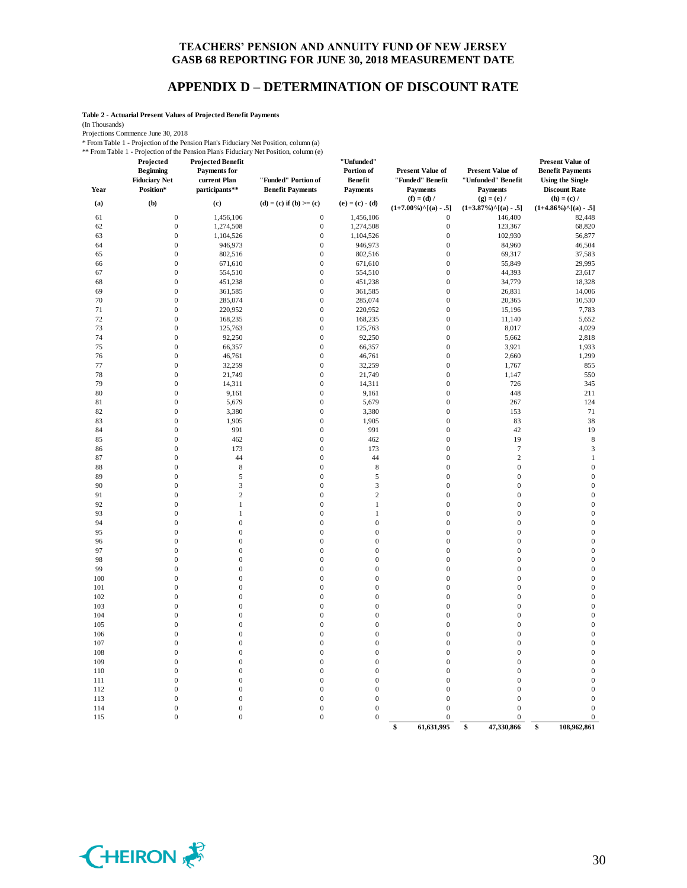# TEACHERS' PENSION AND ANNUITY FUND OF NEW JERSEY
# GASB 68 REPORTING FOR JUNE 30, 2018 MEASUREMENT DATE

## APPENDIX D – DETERMINATION OF DISCOUNT RATE

**Table 2 - Actuarial Present Values of Projected Benefit Payments**

(In Thousands)

Projections Commence June 30, 2018

\* From Table 1 - Projection of the Pension Plan's Fiduciary Net Position, column (a)

\*\* From Table 1 - Projection of the Pension Plan's Fiduciary Net Position, column (e)

| Year | Projected Beginning Fiduciary Net Position* | Projected Benefit Payments for current Plan participants** | "Funded" Portion of Benefit Payments | "Unfunded" Portion of Benefit Payments | Present Value of "Funded" Benefit Payments | Present Value of "Unfunded" Benefit Payments | Present Value of Benefit Payments Using the Single Discount Rate |
|---|---|---|---|---|---|---|---|
| (a) | (b) | (c) | (d) = (c) if (b) >= (c) | (e) = (c) - (d) | (f) = (d) / (1+7.00%)^[(a) - .5] | (g) = (e) / (1+3.87%)^[(a) - .5] | (h) = (c) / (1+4.86%)^[(a) - .5] |
| 61 | 0 | 1,456,106 | 0 | 1,456,106 | 0 | 146,400 | 82,448 |
| 62 | 0 | 1,274,508 | 0 | 1,274,508 | 0 | 123,367 | 68,820 |
| 63 | 0 | 1,104,526 | 0 | 1,104,526 | 0 | 102,930 | 56,877 |
| 64 | 0 | 946,973 | 0 | 946,973 | 0 | 84,960 | 46,504 |
| 65 | 0 | 802,516 | 0 | 802,516 | 0 | 69,317 | 37,583 |
| 66 | 0 | 671,610 | 0 | 671,610 | 0 | 55,849 | 29,995 |
| 67 | 0 | 554,510 | 0 | 554,510 | 0 | 44,393 | 23,617 |
| 68 | 0 | 451,238 | 0 | 451,238 | 0 | 34,779 | 18,328 |
| 69 | 0 | 361,585 | 0 | 361,585 | 0 | 26,831 | 14,006 |
| 70 | 0 | 285,074 | 0 | 285,074 | 0 | 20,365 | 10,530 |
| 71 | 0 | 220,952 | 0 | 220,952 | 0 | 15,196 | 7,783 |
| 72 | 0 | 168,235 | 0 | 168,235 | 0 | 11,140 | 5,652 |
| 73 | 0 | 125,763 | 0 | 125,763 | 0 | 8,017 | 4,029 |
| 74 | 0 | 92,250 | 0 | 92,250 | 0 | 5,662 | 2,818 |
| 75 | 0 | 66,357 | 0 | 66,357 | 0 | 3,921 | 1,933 |
| 76 | 0 | 46,761 | 0 | 46,761 | 0 | 2,660 | 1,299 |
| 77 | 0 | 32,259 | 0 | 32,259 | 0 | 1,767 | 855 |
| 78 | 0 | 21,749 | 0 | 21,749 | 0 | 1,147 | 550 |
| 79 | 0 | 14,311 | 0 | 14,311 | 0 | 726 | 345 |
| 80 | 0 | 9,161 | 0 | 9,161 | 0 | 448 | 211 |
| 81 | 0 | 5,679 | 0 | 5,679 | 0 | 267 | 124 |
| 82 | 0 | 3,380 | 0 | 3,380 | 0 | 153 | 71 |
| 83 | 0 | 1,905 | 0 | 1,905 | 0 | 83 | 38 |
| 84 | 0 | 991 | 0 | 991 | 0 | 42 | 19 |
| 85 | 0 | 462 | 0 | 462 | 0 | 19 | 8 |
| 86 | 0 | 173 | 0 | 173 | 0 | 7 | 3 |
| 87 | 0 | 44 | 0 | 44 | 0 | 2 | 1 |
| 88 | 0 | 8 | 0 | 8 | 0 | 0 | 0 |
| 89 | 0 | 5 | 0 | 5 | 0 | 0 | 0 |
| 90 | 0 | 3 | 0 | 3 | 0 | 0 | 0 |
| 91 | 0 | 2 | 0 | 2 | 0 | 0 | 0 |
| 92 | 0 | 1 | 0 | 1 | 0 | 0 | 0 |
| 93 | 0 | 1 | 0 | 1 | 0 | 0 | 0 |
| 94 | 0 | 0 | 0 | 0 | 0 | 0 | 0 |
| 95 | 0 | 0 | 0 | 0 | 0 | 0 | 0 |
| 96 | 0 | 0 | 0 | 0 | 0 | 0 | 0 |
| 97 | 0 | 0 | 0 | 0 | 0 | 0 | 0 |
| 98 | 0 | 0 | 0 | 0 | 0 | 0 | 0 |
| 99 | 0 | 0 | 0 | 0 | 0 | 0 | 0 |
| 100 | 0 | 0 | 0 | 0 | 0 | 0 | 0 |
| 101 | 0 | 0 | 0 | 0 | 0 | 0 | 0 |
| 102 | 0 | 0 | 0 | 0 | 0 | 0 | 0 |
| 103 | 0 | 0 | 0 | 0 | 0 | 0 | 0 |
| 104 | 0 | 0 | 0 | 0 | 0 | 0 | 0 |
| 105 | 0 | 0 | 0 | 0 | 0 | 0 | 0 |
| 106 | 0 | 0 | 0 | 0 | 0 | 0 | 0 |
| 107 | 0 | 0 | 0 | 0 | 0 | 0 | 0 |
| 108 | 0 | 0 | 0 | 0 | 0 | 0 | 0 |
| 109 | 0 | 0 | 0 | 0 | 0 | 0 | 0 |
| 110 | 0 | 0 | 0 | 0 | 0 | 0 | 0 |
| 111 | 0 | 0 | 0 | 0 | 0 | 0 | 0 |
| 112 | 0 | 0 | 0 | 0 | 0 | 0 | 0 |
| 113 | 0 | 0 | 0 | 0 | 0 | 0 | 0 |
| 114 | 0 | 0 | 0 | 0 | 0 | 0 | 0 |
| 115 | 0 | 0 | 0 | 0 | 0 | 0 | 0 |
| | | | | | $ 61,631,995 | $ 47,330,866 | $ 108,962,861 |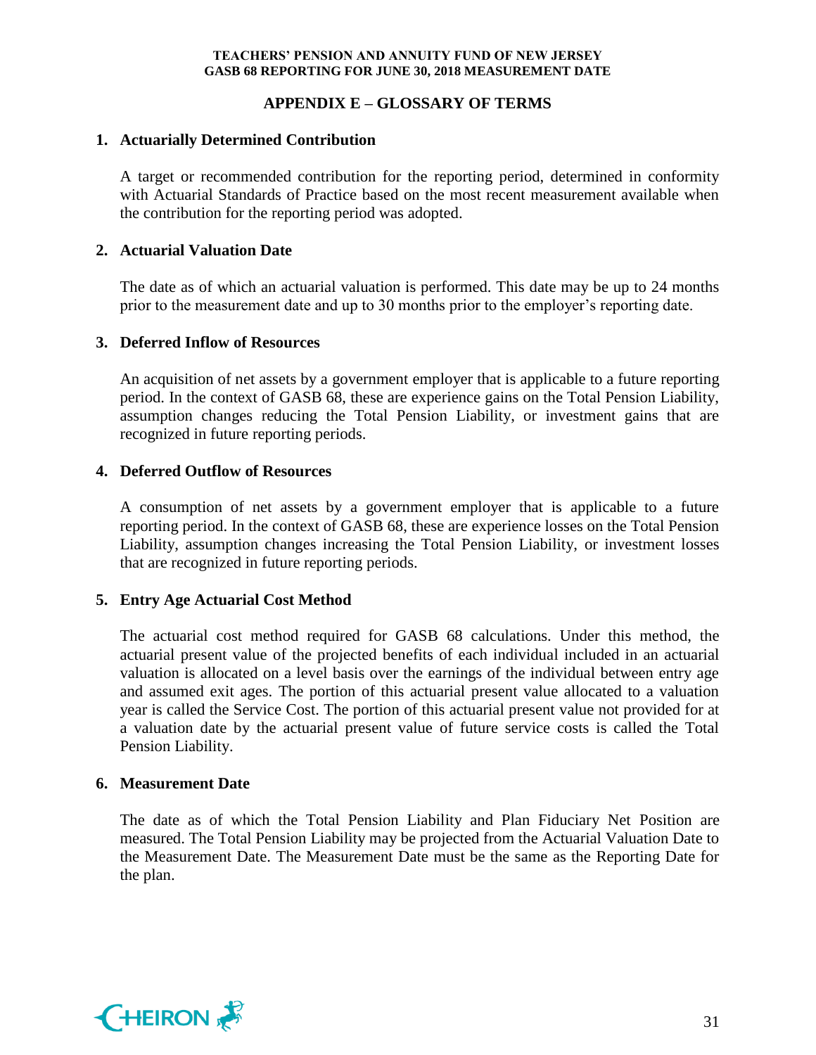## APPENDIX E – GLOSSARY OF TERMS

**1. Actuarially Determined Contribution**

A target or recommended contribution for the reporting period, determined in conformity with Actuarial Standards of Practice based on the most recent measurement available when the contribution for the reporting period was adopted.

**2. Actuarial Valuation Date**

The date as of which an actuarial valuation is performed. This date may be up to 24 months prior to the measurement date and up to 30 months prior to the employer's reporting date.

**3. Deferred Inflow of Resources**

An acquisition of net assets by a government employer that is applicable to a future reporting period. In the context of GASB 68, these are experience gains on the Total Pension Liability, assumption changes reducing the Total Pension Liability, or investment gains that are recognized in future reporting periods.

**4. Deferred Outflow of Resources**

A consumption of net assets by a government employer that is applicable to a future reporting period. In the context of GASB 68, these are experience losses on the Total Pension Liability, assumption changes increasing the Total Pension Liability, or investment losses that are recognized in future reporting periods.

**5. Entry Age Actuarial Cost Method**

The actuarial cost method required for GASB 68 calculations. Under this method, the actuarial present value of the projected benefits of each individual included in an actuarial valuation is allocated on a level basis over the earnings of the individual between entry age and assumed exit ages. The portion of this actuarial present value allocated to a valuation year is called the Service Cost. The portion of this actuarial present value not provided for at a valuation date by the actuarial present value of future service costs is called the Total Pension Liability.

**6. Measurement Date**

The date as of which the Total Pension Liability and Plan Fiduciary Net Position are measured. The Total Pension Liability may be projected from the Actuarial Valuation Date to the Measurement Date. The Measurement Date must be the same as the Reporting Date for the plan.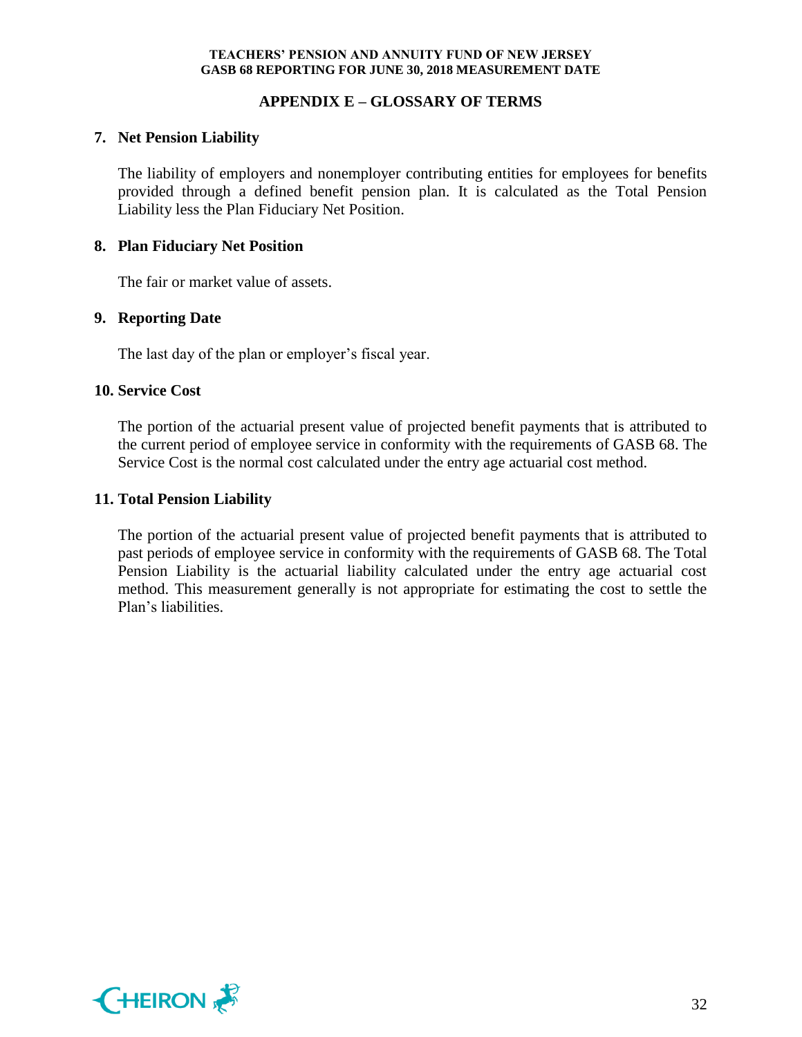## APPENDIX E – GLOSSARY OF TERMS

### 7. Net Pension Liability

The liability of employers and nonemployer contributing entities for employees for benefits provided through a defined benefit pension plan. It is calculated as the Total Pension Liability less the Plan Fiduciary Net Position.

### 8. Plan Fiduciary Net Position

The fair or market value of assets.

### 9. Reporting Date

The last day of the plan or employer's fiscal year.

### 10. Service Cost

The portion of the actuarial present value of projected benefit payments that is attributed to the current period of employee service in conformity with the requirements of GASB 68. The Service Cost is the normal cost calculated under the entry age actuarial cost method.

### 11. Total Pension Liability

The portion of the actuarial present value of projected benefit payments that is attributed to past periods of employee service in conformity with the requirements of GASB 68. The Total Pension Liability is the actuarial liability calculated under the entry age actuarial cost method. This measurement generally is not appropriate for estimating the cost to settle the Plan's liabilities.